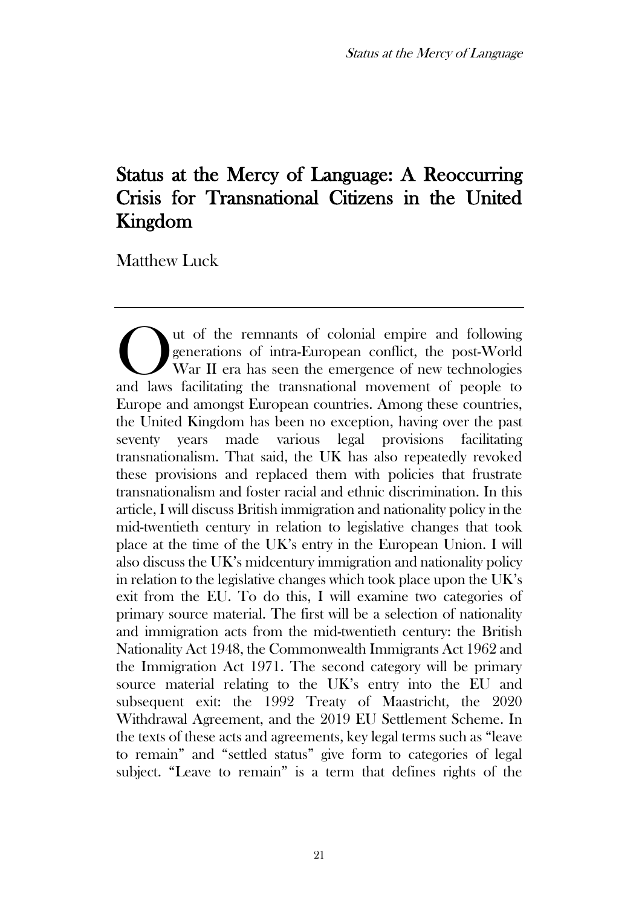# Status at the Mercy of Language: A Reoccurring Crisis for Transnational Citizens in the United Kingdom

Matthew Luck

---

Out of the remnants of colonial empire and following generations of intra-European conflict, the post-World War II era has seen the emergence of new technologies and laws facilitating the transnational movement of people to Europe and amongst European countries. Among these countries, the United Kingdom has been no exception, having over the past seventy years made various legal provisions facilitating transnationalism. That said, the UK has also repeatedly revoked these provisions and replaced them with policies that frustrate transnationalism and foster racial and ethnic discrimination. In this article, I will discuss British immigration and nationality policy in the mid-twentieth century in relation to legislative changes that took place at the time of the UK's entry in the European Union. I will also discuss the UK's midcentury immigration and nationality policy in relation to the legislative changes which took place upon the UK's exit from the EU. To do this, I will examine two categories of primary source material. The first will be a selection of nationality and immigration acts from the mid-twentieth century: the British Nationality Act 1948, the Commonwealth Immigrants Act 1962 and the Immigration Act 1971. The second category will be primary source material relating to the UK's entry into the EU and subsequent exit: the 1992 Treaty of Maastricht, the 2020 Withdrawal Agreement, and the 2019 EU Settlement Scheme. In the texts of these acts and agreements, key legal terms such as "leave to remain" and "settled status" give form to categories of legal subject. "Leave to remain" is a term that defines rights of the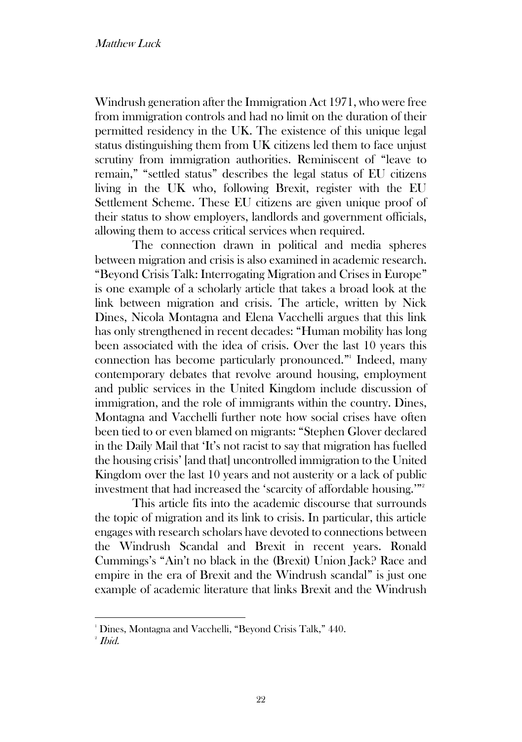Windrush generation after the Immigration Act 1971, who were free from immigration controls and had no limit on the duration of their permitted residency in the UK. The existence of this unique legal status distinguishing them from UK citizens led them to face unjust scrutiny from immigration authorities. Reminiscent of "leave to remain," "settled status" describes the legal status of EU citizens living in the UK who, following Brexit, register with the EU Settlement Scheme. These EU citizens are given unique proof of their status to show employers, landlords and government officials, allowing them to access critical services when required.

The connection drawn in political and media spheres between migration and crisis is also examined in academic research. "Beyond Crisis Talk: Interrogating Migration and Crises in Europe" is one example of a scholarly article that takes a broad look at the link between migration and crisis. The article, written by Nick Dines, Nicola Montagna and Elena Vacchelli argues that this link has only strengthened in recent decades: "Human mobility has long been associated with the idea of crisis. Over the last 10 years this connection has become particularly pronounced."[1] Indeed, many contemporary debates that revolve around housing, employment and public services in the United Kingdom include discussion of immigration, and the role of immigrants within the country. Dines, Montagna and Vacchelli further note how social crises have often been tied to or even blamed on migrants: "Stephen Glover declared in the Daily Mail that 'It's not racist to say that migration has fuelled the housing crisis' [and that] uncontrolled immigration to the United Kingdom over the last 10 years and not austerity or a lack of public investment that had increased the 'scarcity of affordable housing.'"[2]

This article fits into the academic discourse that surrounds the topic of migration and its link to crisis. In particular, this article engages with research scholars have devoted to connections between the Windrush Scandal and Brexit in recent years. Ronald Cummings's "Ain't no black in the (Brexit) Union Jack? Race and empire in the era of Brexit and the Windrush scandal" is just one example of academic literature that links Brexit and the Windrush

[1] Dines, Montagna and Vacchelli, "Beyond Crisis Talk," 440.

[2] *Ibid.*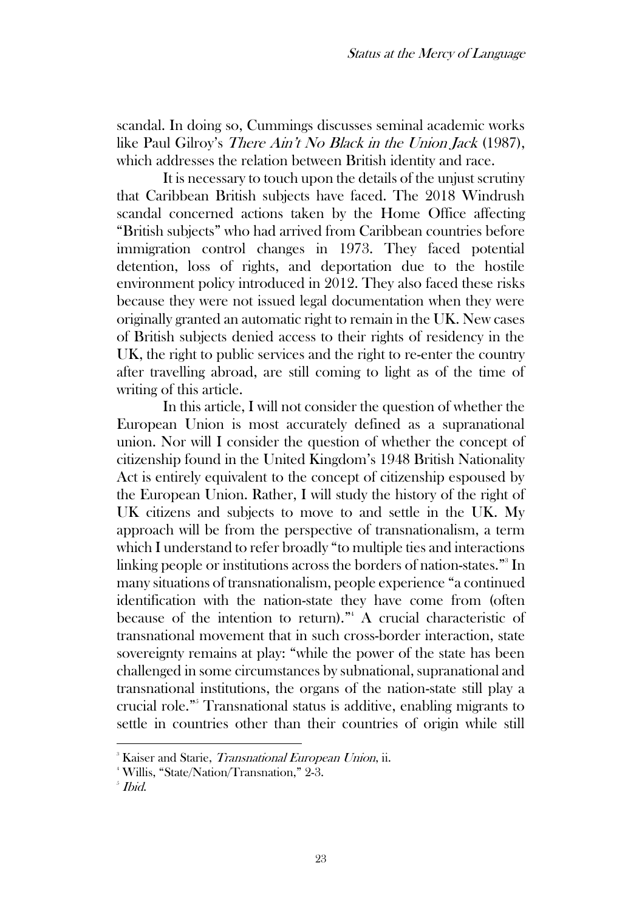scandal. In doing so, Cummings discusses seminal academic works like Paul Gilroy's *There Ain't No Black in the Union Jack* (1987), which addresses the relation between British identity and race.

It is necessary to touch upon the details of the unjust scrutiny that Caribbean British subjects have faced. The 2018 Windrush scandal concerned actions taken by the Home Office affecting "British subjects" who had arrived from Caribbean countries before immigration control changes in 1973. They faced potential detention, loss of rights, and deportation due to the hostile environment policy introduced in 2012. They also faced these risks because they were not issued legal documentation when they were originally granted an automatic right to remain in the UK. New cases of British subjects denied access to their rights of residency in the UK, the right to public services and the right to re-enter the country after travelling abroad, are still coming to light as of the time of writing of this article.

In this article, I will not consider the question of whether the European Union is most accurately defined as a supranational union. Nor will I consider the question of whether the concept of citizenship found in the United Kingdom's 1948 British Nationality Act is entirely equivalent to the concept of citizenship espoused by the European Union. Rather, I will study the history of the right of UK citizens and subjects to move to and settle in the UK. My approach will be from the perspective of transnationalism, a term which I understand to refer broadly "to multiple ties and interactions linking people or institutions across the borders of nation-states."[3] In many situations of transnationalism, people experience "a continued identification with the nation-state they have come from (often because of the intention to return)."[4] A crucial characteristic of transnational movement that in such cross-border interaction, state sovereignty remains at play: "while the power of the state has been challenged in some circumstances by subnational, supranational and transnational institutions, the organs of the nation-state still play a crucial role."[5] Transnational status is additive, enabling migrants to settle in countries other than their countries of origin while still

---

[3] Kaiser and Starie, *Transnational European Union*, ii.

[4] Willis, "State/Nation/Transnation," 2-3.

[5] *Ibid.*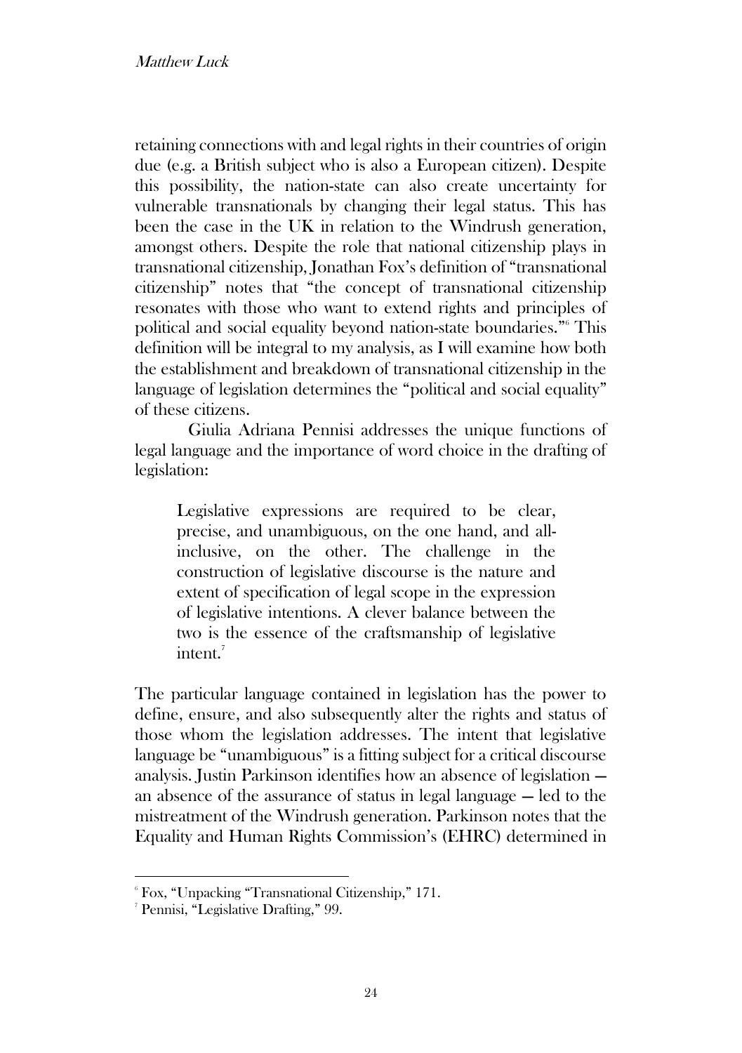retaining connections with and legal rights in their countries of origin due (e.g. a British subject who is also a European citizen). Despite this possibility, the nation-state can also create uncertainty for vulnerable transnationals by changing their legal status. This has been the case in the UK in relation to the Windrush generation, amongst others. Despite the role that national citizenship plays in transnational citizenship, Jonathan Fox's definition of "transnational citizenship" notes that "the concept of transnational citizenship resonates with those who want to extend rights and principles of political and social equality beyond nation-state boundaries."[6] This definition will be integral to my analysis, as I will examine how both the establishment and breakdown of transnational citizenship in the language of legislation determines the "political and social equality" of these citizens.

Giulia Adriana Pennisi addresses the unique functions of legal language and the importance of word choice in the drafting of legislation:

> Legislative expressions are required to be clear, precise, and unambiguous, on the one hand, and all-inclusive, on the other. The challenge in the construction of legislative discourse is the nature and extent of specification of legal scope in the expression of legislative intentions. A clever balance between the two is the essence of the craftsmanship of legislative intent.[7]

The particular language contained in legislation has the power to define, ensure, and also subsequently alter the rights and status of those whom the legislation addresses. The intent that legislative language be "unambiguous" is a fitting subject for a critical discourse analysis. Justin Parkinson identifies how an absence of legislation — an absence of the assurance of status in legal language — led to the mistreatment of the Windrush generation. Parkinson notes that the Equality and Human Rights Commission's (EHRC) determined in

---

[6] Fox, "Unpacking "Transnational Citizenship," 171.

[7] Pennisi, "Legislative Drafting," 99.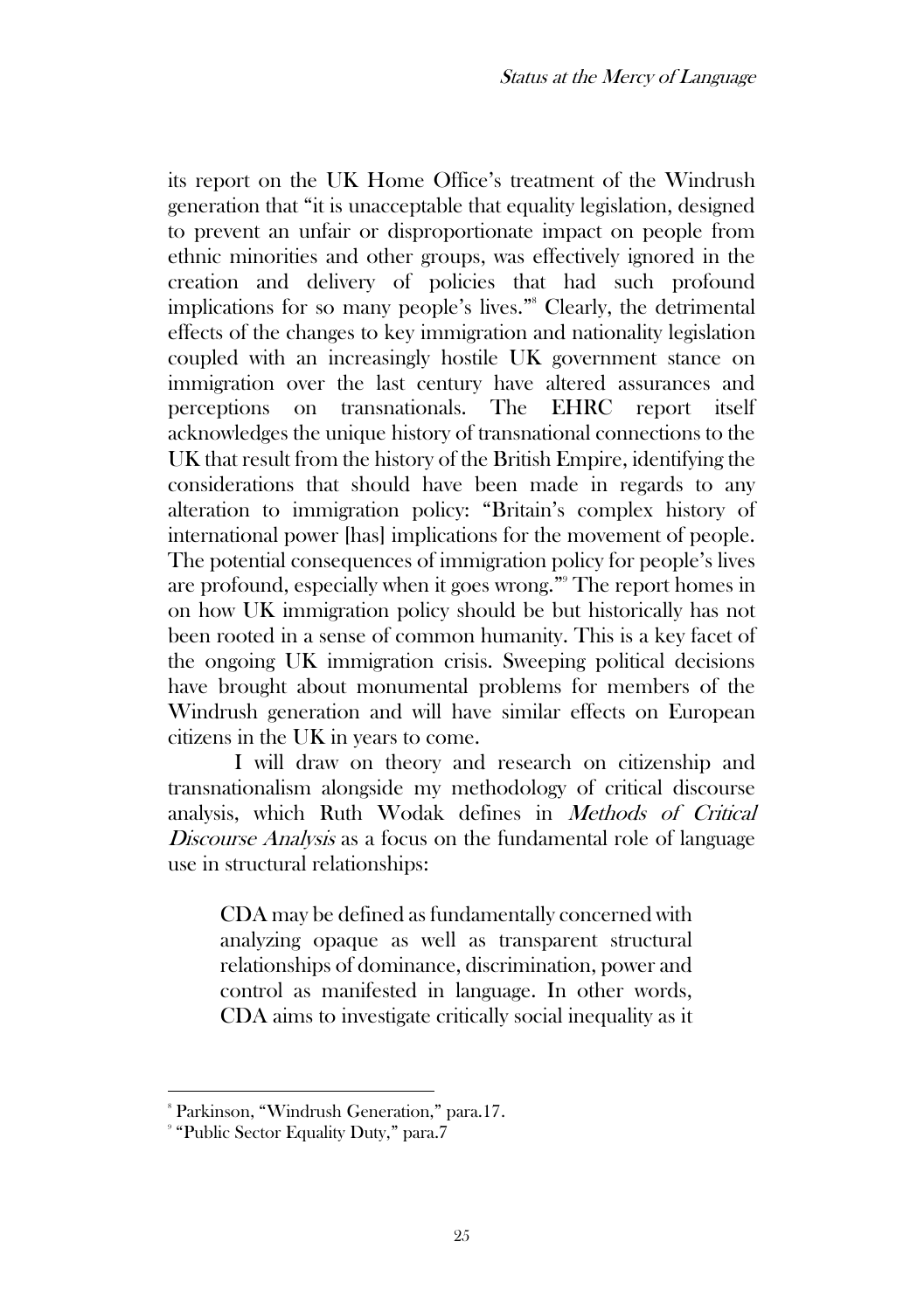its report on the UK Home Office's treatment of the Windrush generation that "it is unacceptable that equality legislation, designed to prevent an unfair or disproportionate impact on people from ethnic minorities and other groups, was effectively ignored in the creation and delivery of policies that had such profound implications for so many people's lives."[8] Clearly, the detrimental effects of the changes to key immigration and nationality legislation coupled with an increasingly hostile UK government stance on immigration over the last century have altered assurances and perceptions on transnationals. The EHRC report itself acknowledges the unique history of transnational connections to the UK that result from the history of the British Empire, identifying the considerations that should have been made in regards to any alteration to immigration policy: "Britain's complex history of international power [has] implications for the movement of people. The potential consequences of immigration policy for people's lives are profound, especially when it goes wrong."[9] The report homes in on how UK immigration policy should be but historically has not been rooted in a sense of common humanity. This is a key facet of the ongoing UK immigration crisis. Sweeping political decisions have brought about monumental problems for members of the Windrush generation and will have similar effects on European citizens in the UK in years to come.

I will draw on theory and research on citizenship and transnationalism alongside my methodology of critical discourse analysis, which Ruth Wodak defines in *Methods of Critical Discourse Analysis* as a focus on the fundamental role of language use in structural relationships:

> CDA may be defined as fundamentally concerned with analyzing opaque as well as transparent structural relationships of dominance, discrimination, power and control as manifested in language. In other words, CDA aims to investigate critically social inequality as it

[8] Parkinson, "Windrush Generation," para.17.

[9] "Public Sector Equality Duty," para.7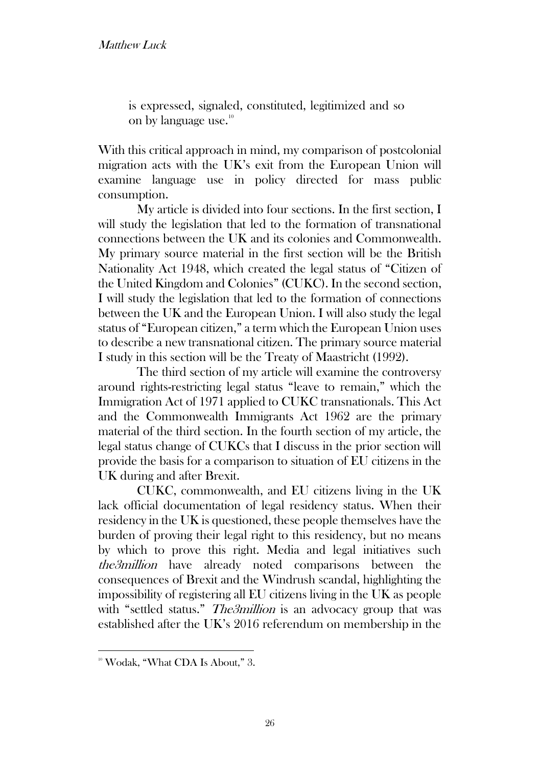> is expressed, signaled, constituted, legitimized and so on by language use.[10]

With this critical approach in mind, my comparison of postcolonial migration acts with the UK's exit from the European Union will examine language use in policy directed for mass public consumption.

My article is divided into four sections. In the first section, I will study the legislation that led to the formation of transnational connections between the UK and its colonies and Commonwealth. My primary source material in the first section will be the British Nationality Act 1948, which created the legal status of "Citizen of the United Kingdom and Colonies" (CUKC). In the second section, I will study the legislation that led to the formation of connections between the UK and the European Union. I will also study the legal status of "European citizen," a term which the European Union uses to describe a new transnational citizen. The primary source material I study in this section will be the Treaty of Maastricht (1992).

The third section of my article will examine the controversy around rights-restricting legal status "leave to remain," which the Immigration Act of 1971 applied to CUKC transnationals. This Act and the Commonwealth Immigrants Act 1962 are the primary material of the third section. In the fourth section of my article, the legal status change of CUKCs that I discuss in the prior section will provide the basis for a comparison to situation of EU citizens in the UK during and after Brexit.

CUKC, commonwealth, and EU citizens living in the UK lack official documentation of legal residency status. When their residency in the UK is questioned, these people themselves have the burden of proving their legal right to this residency, but no means by which to prove this right. Media and legal initiatives such *the3million* have already noted comparisons between the consequences of Brexit and the Windrush scandal, highlighting the impossibility of registering all EU citizens living in the UK as people with "settled status." *The3million* is an advocacy group that was established after the UK's 2016 referendum on membership in the

[10] Wodak, "What CDA Is About," 3.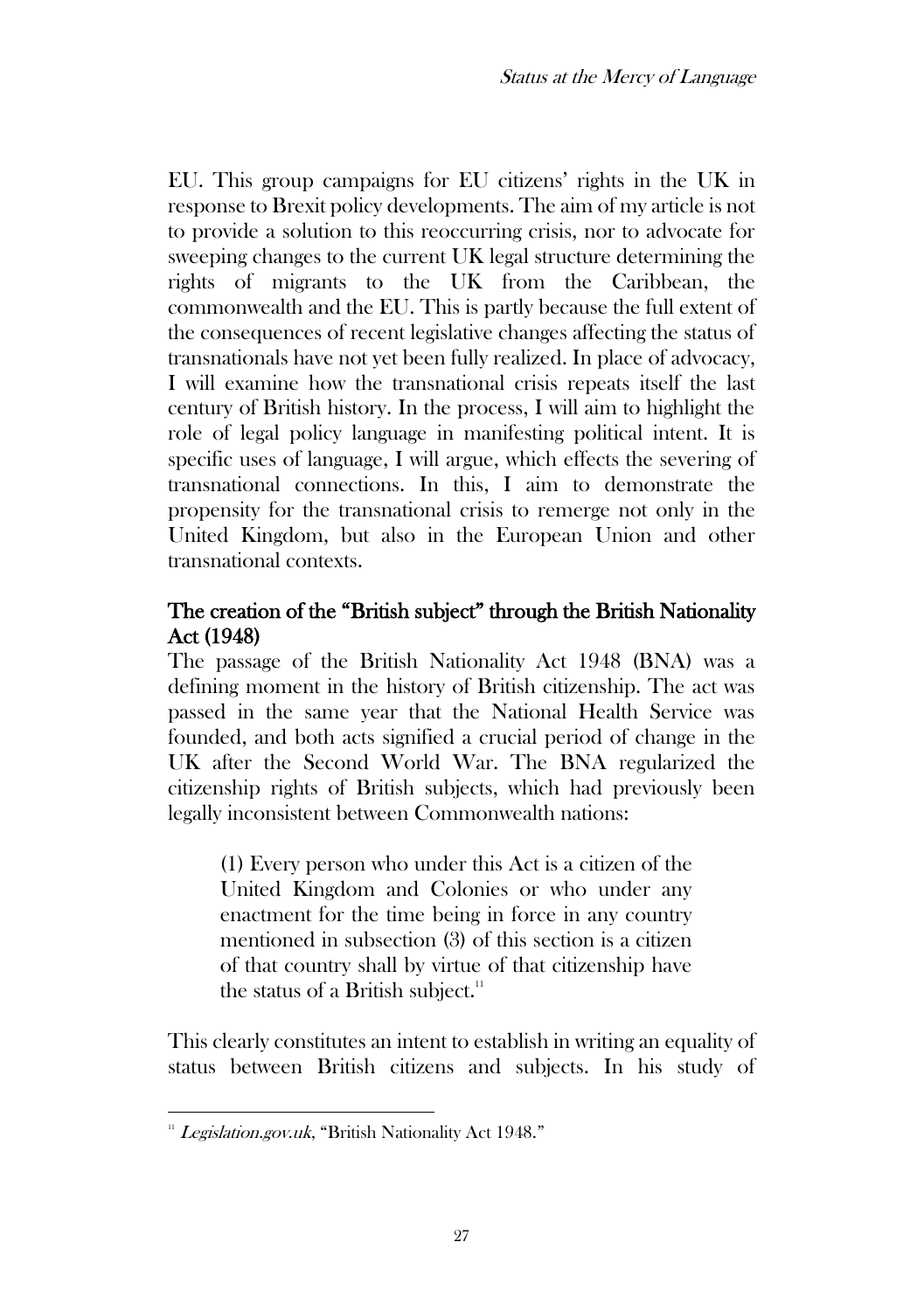EU. This group campaigns for EU citizens' rights in the UK in response to Brexit policy developments. The aim of my article is not to provide a solution to this reoccurring crisis, nor to advocate for sweeping changes to the current UK legal structure determining the rights of migrants to the UK from the Caribbean, the commonwealth and the EU. This is partly because the full extent of the consequences of recent legislative changes affecting the status of transnationals have not yet been fully realized. In place of advocacy, I will examine how the transnational crisis repeats itself the last century of British history. In the process, I will aim to highlight the role of legal policy language in manifesting political intent. It is specific uses of language, I will argue, which effects the severing of transnational connections. In this, I aim to demonstrate the propensity for the transnational crisis to remerge not only in the United Kingdom, but also in the European Union and other transnational contexts.

## The creation of the "British subject" through the British Nationality Act (1948)

The passage of the British Nationality Act 1948 (BNA) was a defining moment in the history of British citizenship. The act was passed in the same year that the National Health Service was founded, and both acts signified a crucial period of change in the UK after the Second World War. The BNA regularized the citizenship rights of British subjects, which had previously been legally inconsistent between Commonwealth nations:

> (1) Every person who under this Act is a citizen of the United Kingdom and Colonies or who under any enactment for the time being in force in any country mentioned in subsection (3) of this section is a citizen of that country shall by virtue of that citizenship have the status of a British subject.[11]

This clearly constitutes an intent to establish in writing an equality of status between British citizens and subjects. In his study of

---

[11] *Legislation.gov.uk*, "British Nationality Act 1948."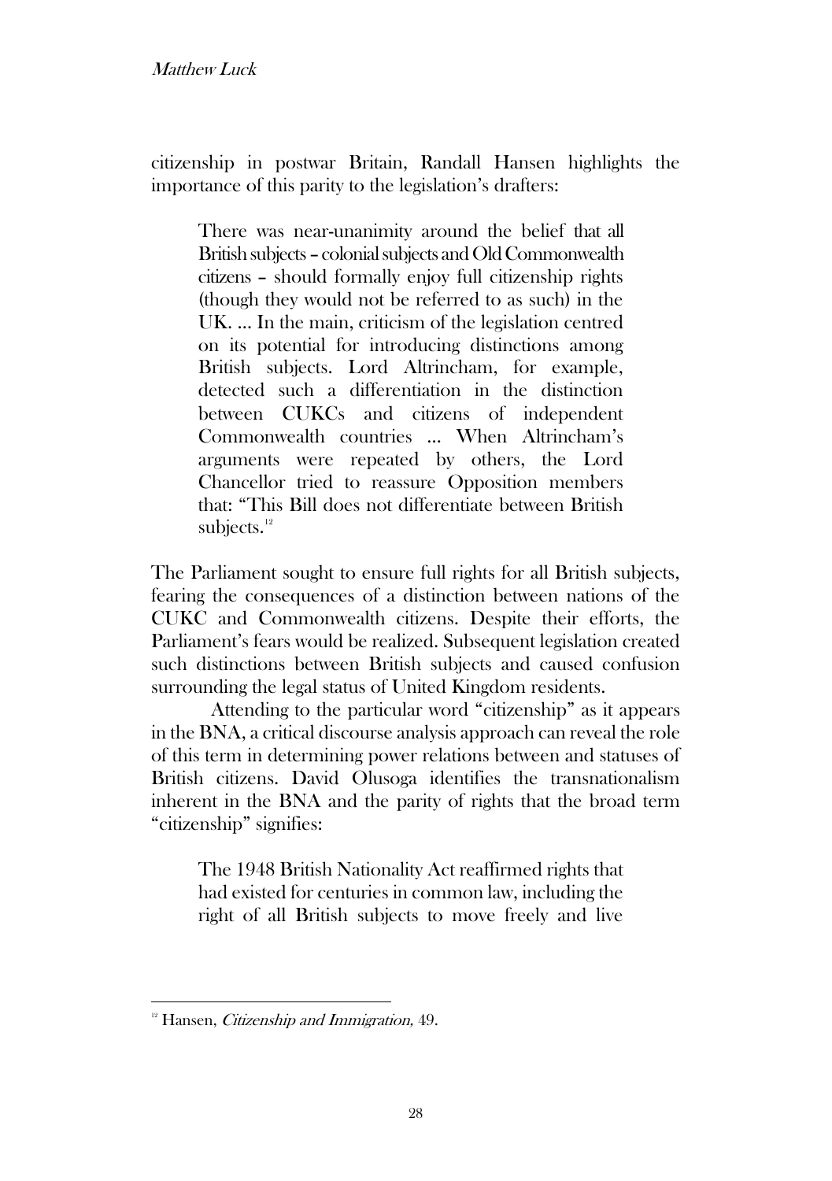citizenship in postwar Britain, Randall Hansen highlights the importance of this parity to the legislation's drafters:

> There was near-unanimity around the belief that all British subjects – colonial subjects and Old Commonwealth citizens – should formally enjoy full citizenship rights (though they would not be referred to as such) in the UK. ... In the main, criticism of the legislation centred on its potential for introducing distinctions among British subjects. Lord Altrincham, for example, detected such a differentiation in the distinction between CUKCs and citizens of independent Commonwealth countries ... When Altrincham's arguments were repeated by others, the Lord Chancellor tried to reassure Opposition members that: "This Bill does not differentiate between British subjects.[12]

The Parliament sought to ensure full rights for all British subjects, fearing the consequences of a distinction between nations of the CUKC and Commonwealth citizens. Despite their efforts, the Parliament's fears would be realized. Subsequent legislation created such distinctions between British subjects and caused confusion surrounding the legal status of United Kingdom residents.

Attending to the particular word "citizenship" as it appears in the BNA, a critical discourse analysis approach can reveal the role of this term in determining power relations between and statuses of British citizens. David Olusoga identifies the transnationalism inherent in the BNA and the parity of rights that the broad term "citizenship" signifies:

> The 1948 British Nationality Act reaffirmed rights that had existed for centuries in common law, including the right of all British subjects to move freely and live

[12] Hansen, *Citizenship and Immigration,* 49.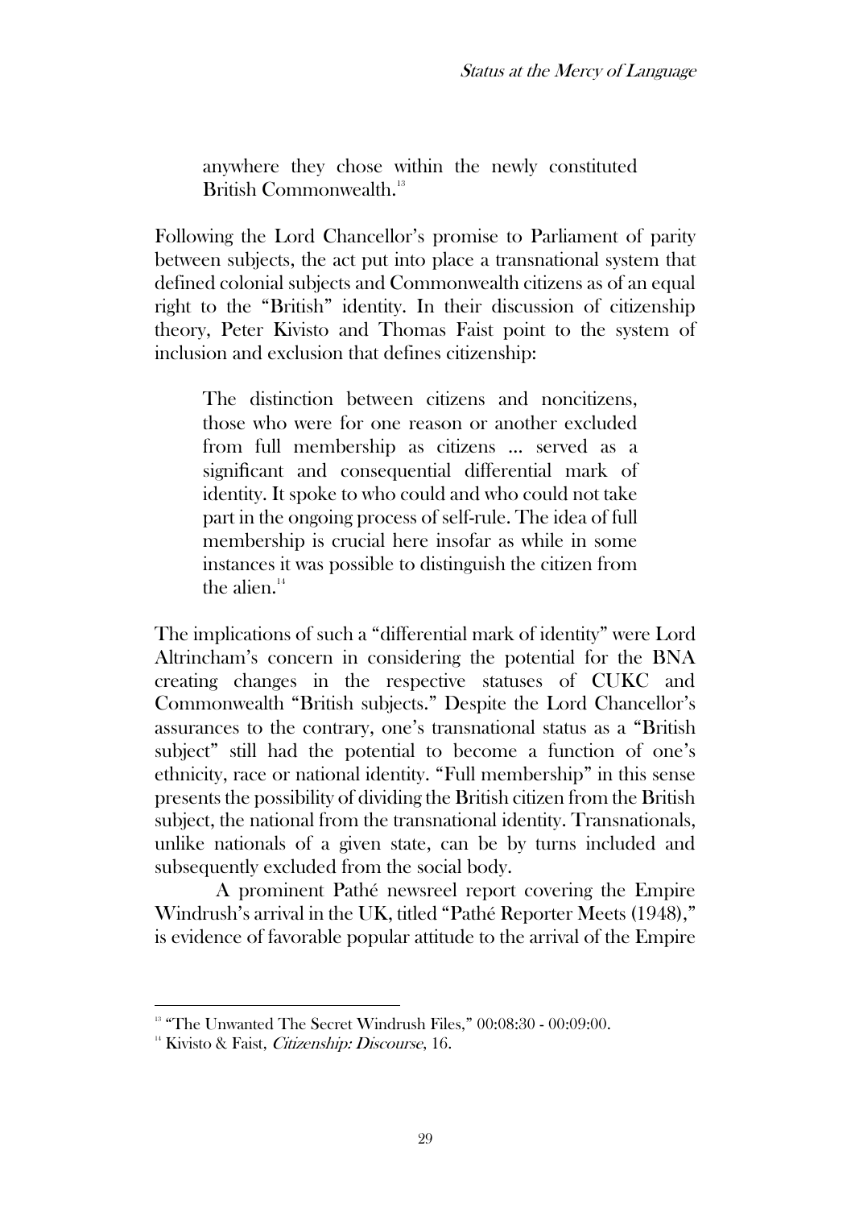> anywhere they chose within the newly constituted British Commonwealth.[13]

Following the Lord Chancellor's promise to Parliament of parity between subjects, the act put into place a transnational system that defined colonial subjects and Commonwealth citizens as of an equal right to the "British" identity. In their discussion of citizenship theory, Peter Kivisto and Thomas Faist point to the system of inclusion and exclusion that defines citizenship:

> The distinction between citizens and noncitizens, those who were for one reason or another excluded from full membership as citizens ... served as a significant and consequential differential mark of identity. It spoke to who could and who could not take part in the ongoing process of self-rule. The idea of full membership is crucial here insofar as while in some instances it was possible to distinguish the citizen from the alien.[14]

The implications of such a "differential mark of identity" were Lord Altrincham's concern in considering the potential for the BNA creating changes in the respective statuses of CUKC and Commonwealth "British subjects." Despite the Lord Chancellor's assurances to the contrary, one's transnational status as a "British subject" still had the potential to become a function of one's ethnicity, race or national identity. "Full membership" in this sense presents the possibility of dividing the British citizen from the British subject, the national from the transnational identity. Transnationals, unlike nationals of a given state, can be by turns included and subsequently excluded from the social body.

A prominent Pathé newsreel report covering the Empire Windrush's arrival in the UK, titled "Pathé Reporter Meets (1948)," is evidence of favorable popular attitude to the arrival of the Empire

---

[13] "The Unwanted The Secret Windrush Files," 00:08:30 - 00:09:00.

[14] Kivisto & Faist, *Citizenship: Discourse*, 16.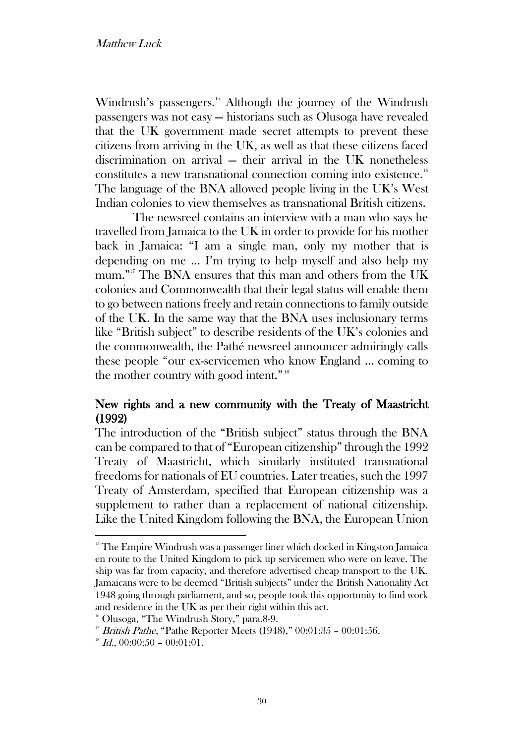Windrush's passengers.[15] Although the journey of the Windrush passengers was not easy — historians such as Olusoga have revealed that the UK government made secret attempts to prevent these citizens from arriving in the UK, as well as that these citizens faced discrimination on arrival — their arrival in the UK nonetheless constitutes a new transnational connection coming into existence.[16] The language of the BNA allowed people living in the UK's West Indian colonies to view themselves as transnational British citizens.

The newsreel contains an interview with a man who says he travelled from Jamaica to the UK in order to provide for his mother back in Jamaica: "I am a single man, only my mother that is depending on me ... I'm trying to help myself and also help my mum."[17] The BNA ensures that this man and others from the UK colonies and Commonwealth that their legal status will enable them to go between nations freely and retain connections to family outside of the UK. In the same way that the BNA uses inclusionary terms like "British subject" to describe residents of the UK's colonies and the commonwealth, the Pathé newsreel announcer admiringly calls these people "our ex-servicemen who know England ... coming to the mother country with good intent."[18]

## New rights and a new community with the Treaty of Maastricht (1992)

The introduction of the "British subject" status through the BNA can be compared to that of "European citizenship" through the 1992 Treaty of Maastricht, which similarly instituted transnational freedoms for nationals of EU countries. Later treaties, such the 1997 Treaty of Amsterdam, specified that European citizenship was a supplement to rather than a replacement of national citizenship. Like the United Kingdom following the BNA, the European Union

---

[15] The Empire Windrush was a passenger liner which docked in Kingston Jamaica en route to the United Kingdom to pick up servicemen who were on leave. The ship was far from capacity, and therefore advertised cheap transport to the UK. Jamaicans were to be deemed "British subjects" under the British Nationality Act 1948 going through parliament, and so, people took this opportunity to find work and residence in the UK as per their right within this act.

[16] Olusoga, "The Windrush Story," para.8-9.

[17] *British Pathe*, "Pathe Reporter Meets (1948)," 00:01:35 – 00:01:56.

[18] *Id.*, 00:00:50 – 00:01:01.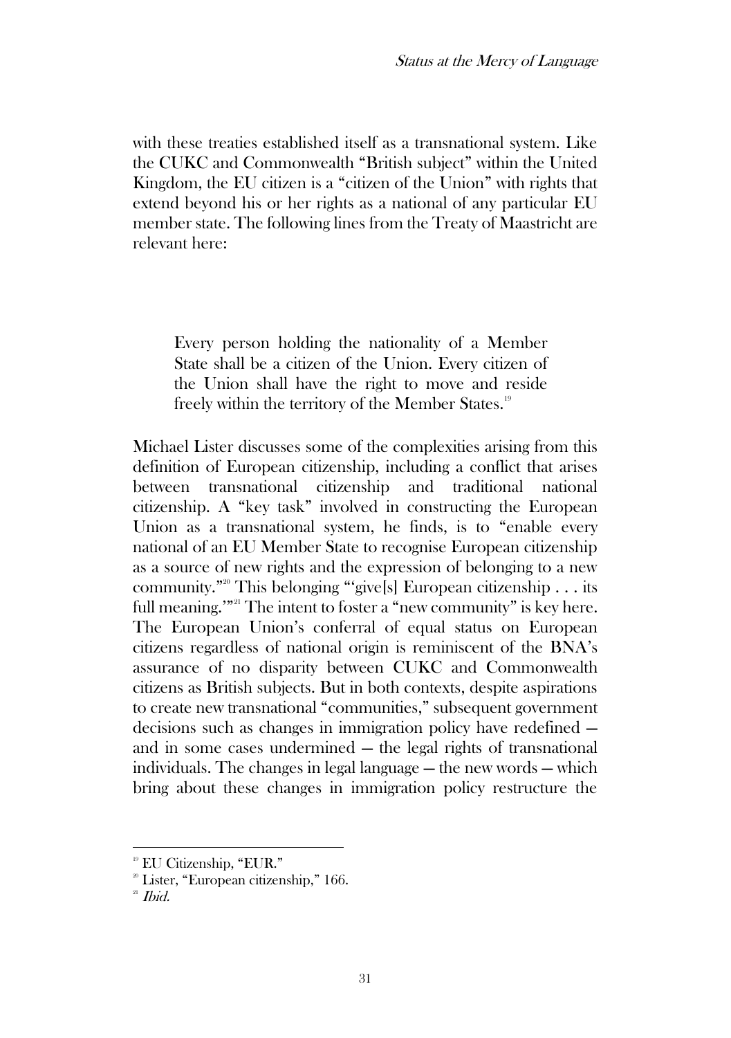with these treaties established itself as a transnational system. Like the CUKC and Commonwealth "British subject" within the United Kingdom, the EU citizen is a "citizen of the Union" with rights that extend beyond his or her rights as a national of any particular EU member state. The following lines from the Treaty of Maastricht are relevant here:

> Every person holding the nationality of a Member State shall be a citizen of the Union. Every citizen of the Union shall have the right to move and reside freely within the territory of the Member States.[19]

Michael Lister discusses some of the complexities arising from this definition of European citizenship, including a conflict that arises between transnational citizenship and traditional national citizenship. A "key task" involved in constructing the European Union as a transnational system, he finds, is to "enable every national of an EU Member State to recognise European citizenship as a source of new rights and the expression of belonging to a new community."[20] This belonging "'give[s] European citizenship . . . its full meaning.'"[21] The intent to foster a "new community" is key here. The European Union's conferral of equal status on European citizens regardless of national origin is reminiscent of the BNA's assurance of no disparity between CUKC and Commonwealth citizens as British subjects. But in both contexts, despite aspirations to create new transnational "communities," subsequent government decisions such as changes in immigration policy have redefined — and in some cases undermined — the legal rights of transnational individuals. The changes in legal language — the new words — which bring about these changes in immigration policy restructure the

---

[19] EU Citizenship, "EUR."

[20] Lister, "European citizenship," 166.

[21] *Ibid.*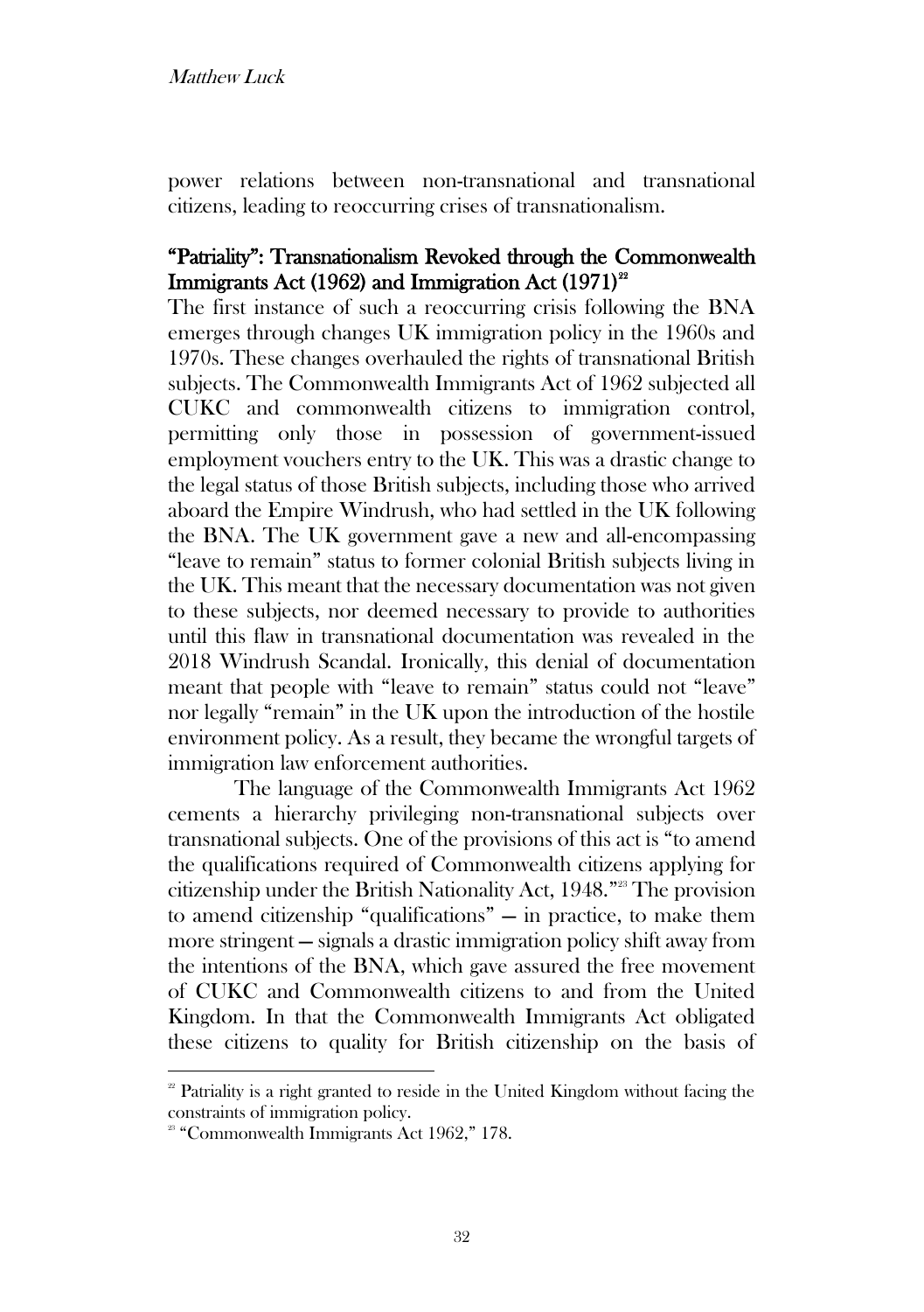power relations between non-transnational and transnational citizens, leading to reoccurring crises of transnationalism.

## "Patriality": Transnationalism Revoked through the Commonwealth Immigrants Act (1962) and Immigration Act (1971)[22]

The first instance of such a reoccurring crisis following the BNA emerges through changes UK immigration policy in the 1960s and 1970s. These changes overhauled the rights of transnational British subjects. The Commonwealth Immigrants Act of 1962 subjected all CUKC and commonwealth citizens to immigration control, permitting only those in possession of government-issued employment vouchers entry to the UK. This was a drastic change to the legal status of those British subjects, including those who arrived aboard the Empire Windrush, who had settled in the UK following the BNA. The UK government gave a new and all-encompassing "leave to remain" status to former colonial British subjects living in the UK. This meant that the necessary documentation was not given to these subjects, nor deemed necessary to provide to authorities until this flaw in transnational documentation was revealed in the 2018 Windrush Scandal. Ironically, this denial of documentation meant that people with "leave to remain" status could not "leave" nor legally "remain" in the UK upon the introduction of the hostile environment policy. As a result, they became the wrongful targets of immigration law enforcement authorities.

The language of the Commonwealth Immigrants Act 1962 cements a hierarchy privileging non-transnational subjects over transnational subjects. One of the provisions of this act is "to amend the qualifications required of Commonwealth citizens applying for citizenship under the British Nationality Act, 1948."[23] The provision to amend citizenship "qualifications" — in practice, to make them more stringent — signals a drastic immigration policy shift away from the intentions of the BNA, which gave assured the free movement of CUKC and Commonwealth citizens to and from the United Kingdom. In that the Commonwealth Immigrants Act obligated these citizens to quality for British citizenship on the basis of

[22] Patriality is a right granted to reside in the United Kingdom without facing the constraints of immigration policy.

[23] "Commonwealth Immigrants Act 1962," 178.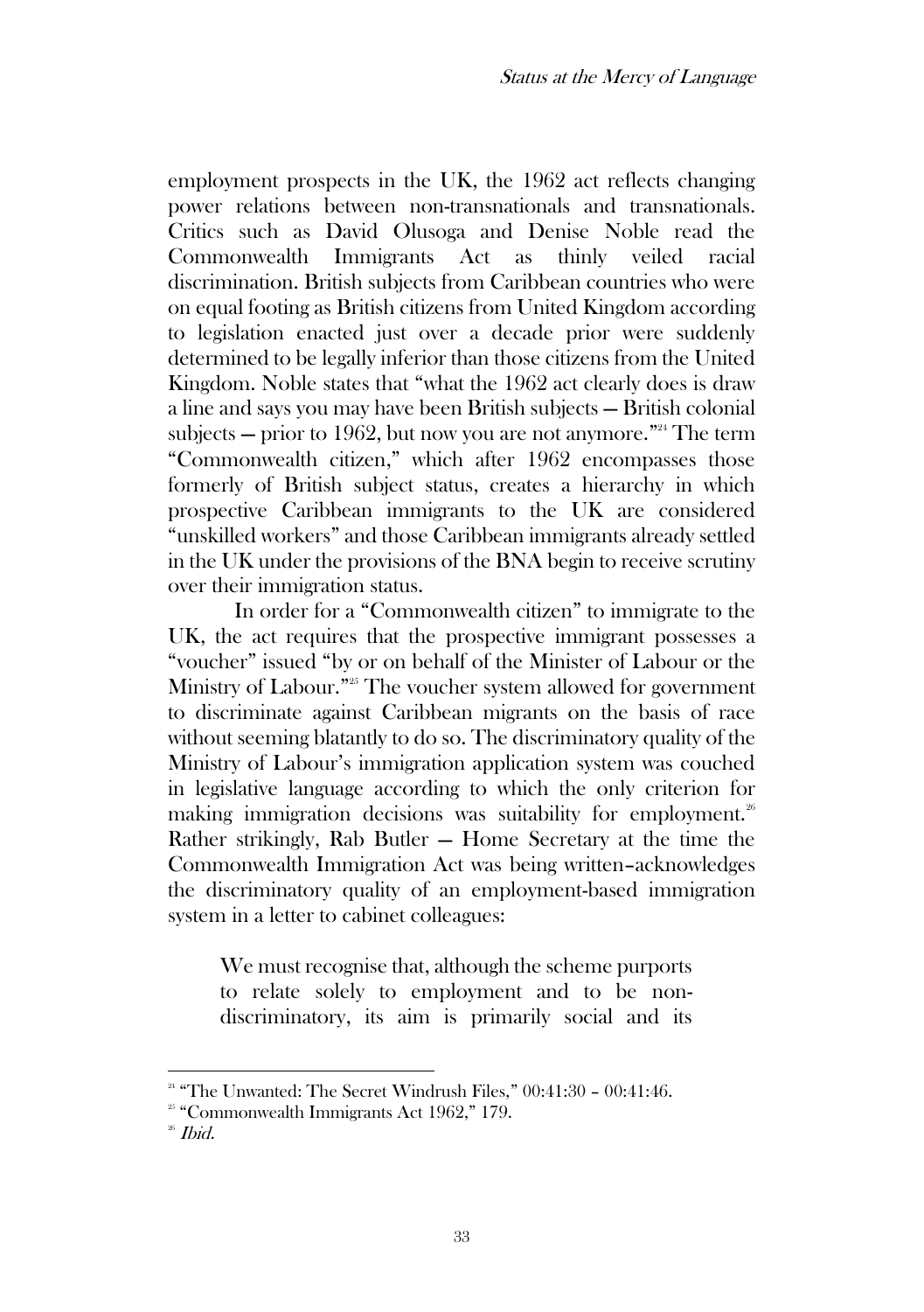employment prospects in the UK, the 1962 act reflects changing power relations between non-transnationals and transnationals. Critics such as David Olusoga and Denise Noble read the Commonwealth Immigrants Act as thinly veiled racial discrimination. British subjects from Caribbean countries who were on equal footing as British citizens from United Kingdom according to legislation enacted just over a decade prior were suddenly determined to be legally inferior than those citizens from the United Kingdom. Noble states that "what the 1962 act clearly does is draw a line and says you may have been British subjects — British colonial subjects — prior to 1962, but now you are not anymore."[24] The term "Commonwealth citizen," which after 1962 encompasses those formerly of British subject status, creates a hierarchy in which prospective Caribbean immigrants to the UK are considered "unskilled workers" and those Caribbean immigrants already settled in the UK under the provisions of the BNA begin to receive scrutiny over their immigration status.

In order for a "Commonwealth citizen" to immigrate to the UK, the act requires that the prospective immigrant possesses a "voucher" issued "by or on behalf of the Minister of Labour or the Ministry of Labour."[25] The voucher system allowed for government to discriminate against Caribbean migrants on the basis of race without seeming blatantly to do so. The discriminatory quality of the Ministry of Labour's immigration application system was couched in legislative language according to which the only criterion for making immigration decisions was suitability for employment.[26] Rather strikingly, Rab Butler — Home Secretary at the time the Commonwealth Immigration Act was being written–acknowledges the discriminatory quality of an employment-based immigration system in a letter to cabinet colleagues:

> We must recognise that, although the scheme purports to relate solely to employment and to be non-discriminatory, its aim is primarily social and its

[24] "The Unwanted: The Secret Windrush Files," 00:41:30 – 00:41:46.

[25] "Commonwealth Immigrants Act 1962," 179.

[26] *Ibid.*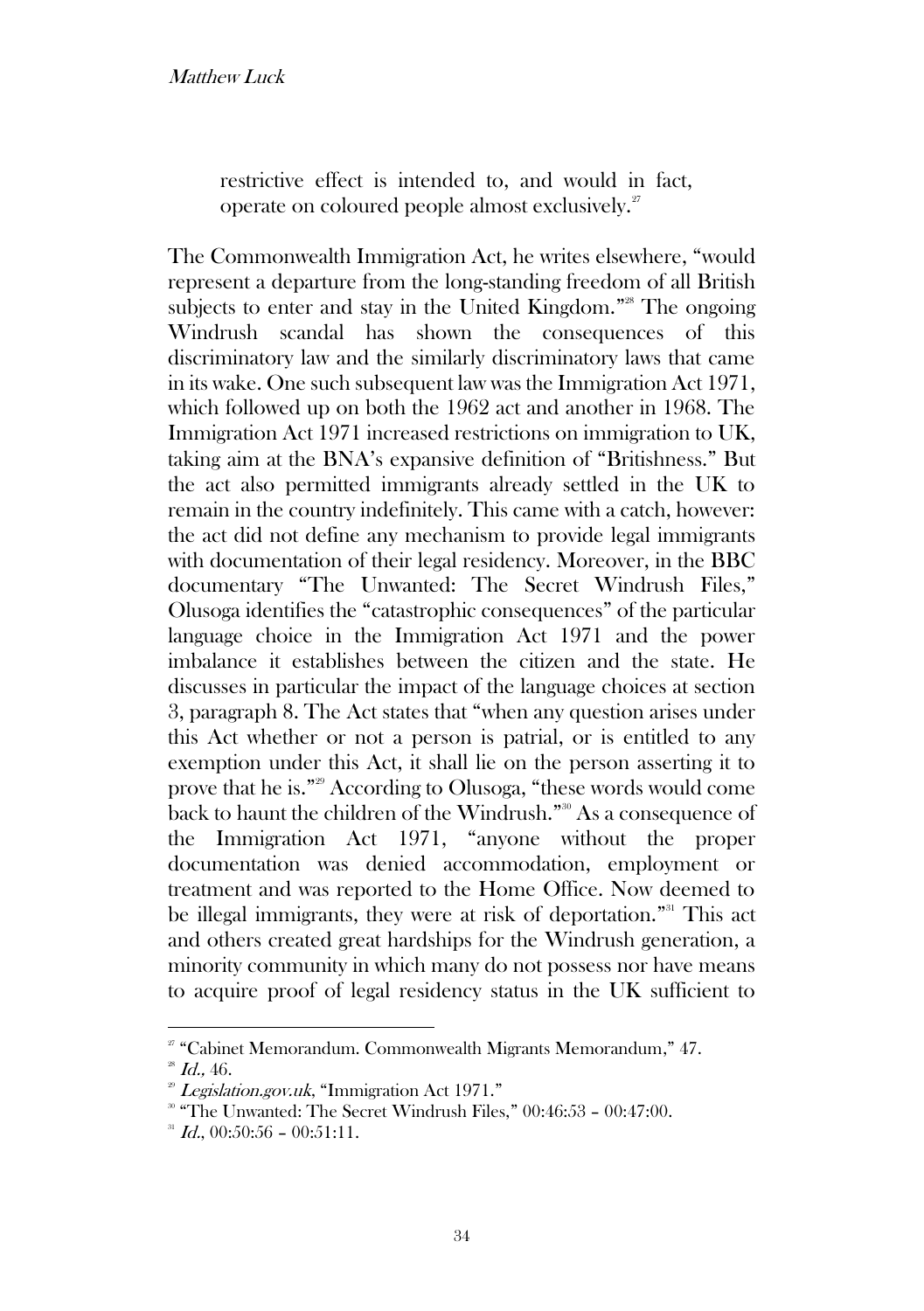restrictive effect is intended to, and would in fact, operate on coloured people almost exclusively.[27]

The Commonwealth Immigration Act, he writes elsewhere, "would represent a departure from the long-standing freedom of all British subjects to enter and stay in the United Kingdom."[28] The ongoing Windrush scandal has shown the consequences of this discriminatory law and the similarly discriminatory laws that came in its wake. One such subsequent law was the Immigration Act 1971, which followed up on both the 1962 act and another in 1968. The Immigration Act 1971 increased restrictions on immigration to UK, taking aim at the BNA's expansive definition of "Britishness." But the act also permitted immigrants already settled in the UK to remain in the country indefinitely. This came with a catch, however: the act did not define any mechanism to provide legal immigrants with documentation of their legal residency. Moreover, in the BBC documentary "The Unwanted: The Secret Windrush Files," Olusoga identifies the "catastrophic consequences" of the particular language choice in the Immigration Act 1971 and the power imbalance it establishes between the citizen and the state. He discusses in particular the impact of the language choices at section 3, paragraph 8. The Act states that "when any question arises under this Act whether or not a person is patrial, or is entitled to any exemption under this Act, it shall lie on the person asserting it to prove that he is."[29] According to Olusoga, "these words would come back to haunt the children of the Windrush."[30] As a consequence of the Immigration Act 1971, "anyone without the proper documentation was denied accommodation, employment or treatment and was reported to the Home Office. Now deemed to be illegal immigrants, they were at risk of deportation."[31] This act and others created great hardships for the Windrush generation, a minority community in which many do not possess nor have means to acquire proof of legal residency status in the UK sufficient to

---

[27] "Cabinet Memorandum. Commonwealth Migrants Memorandum," 47.

[28] *Id.*, 46.

[29] *Legislation.gov.uk*, "Immigration Act 1971."

[30] "The Unwanted: The Secret Windrush Files," 00:46:53 – 00:47:00.

[31] *Id.*, 00:50:56 – 00:51:11.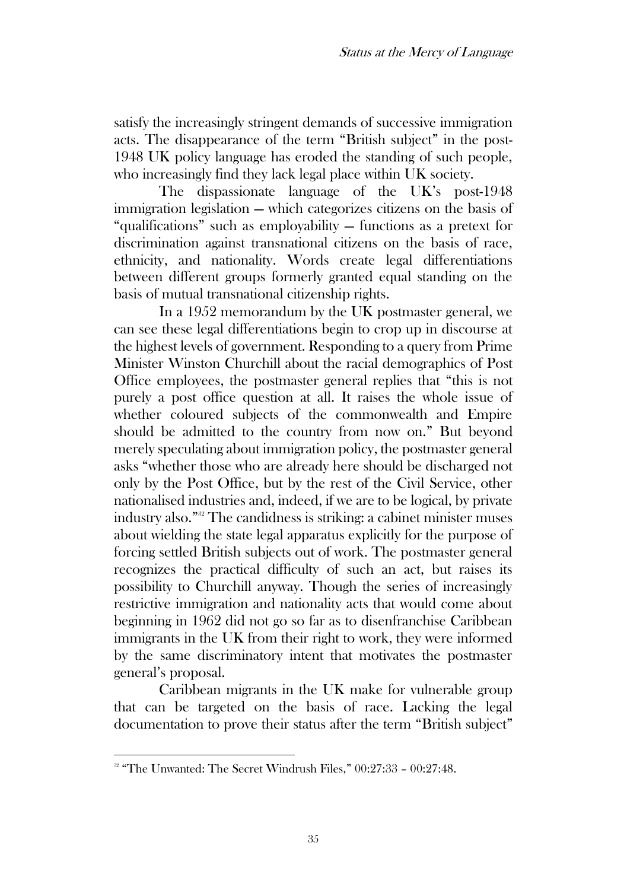satisfy the increasingly stringent demands of successive immigration acts. The disappearance of the term "British subject" in the post-1948 UK policy language has eroded the standing of such people, who increasingly find they lack legal place within UK society.

The dispassionate language of the UK's post-1948 immigration legislation — which categorizes citizens on the basis of "qualifications" such as employability — functions as a pretext for discrimination against transnational citizens on the basis of race, ethnicity, and nationality. Words create legal differentiations between different groups formerly granted equal standing on the basis of mutual transnational citizenship rights.

In a 1952 memorandum by the UK postmaster general, we can see these legal differentiations begin to crop up in discourse at the highest levels of government. Responding to a query from Prime Minister Winston Churchill about the racial demographics of Post Office employees, the postmaster general replies that "this is not purely a post office question at all. It raises the whole issue of whether coloured subjects of the commonwealth and Empire should be admitted to the country from now on." But beyond merely speculating about immigration policy, the postmaster general asks "whether those who are already here should be discharged not only by the Post Office, but by the rest of the Civil Service, other nationalised industries and, indeed, if we are to be logical, by private industry also."[32] The candidness is striking: a cabinet minister muses about wielding the state legal apparatus explicitly for the purpose of forcing settled British subjects out of work. The postmaster general recognizes the practical difficulty of such an act, but raises its possibility to Churchill anyway. Though the series of increasingly restrictive immigration and nationality acts that would come about beginning in 1962 did not go so far as to disenfranchise Caribbean immigrants in the UK from their right to work, they were informed by the same discriminatory intent that motivates the postmaster general's proposal.

Caribbean migrants in the UK make for vulnerable group that can be targeted on the basis of race. Lacking the legal documentation to prove their status after the term "British subject"

[32] "The Unwanted: The Secret Windrush Files," 00:27:33 – 00:27:48.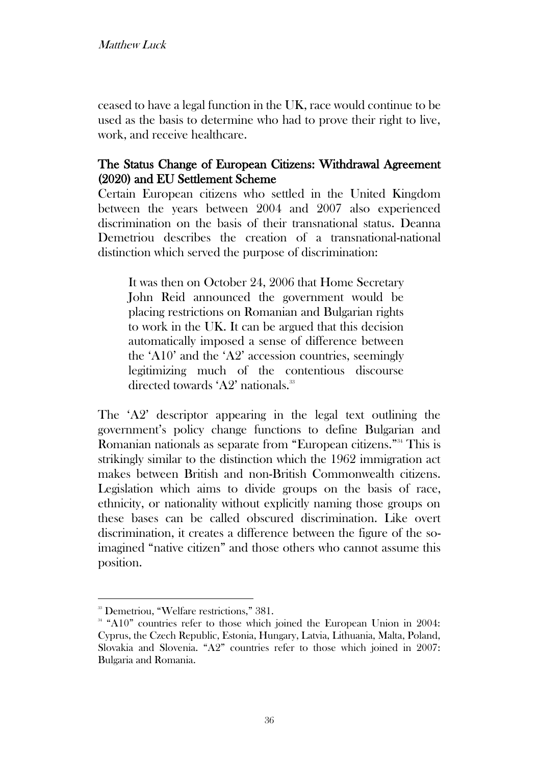ceased to have a legal function in the UK, race would continue to be used as the basis to determine who had to prove their right to live, work, and receive healthcare.

## The Status Change of European Citizens: Withdrawal Agreement (2020) and EU Settlement Scheme

Certain European citizens who settled in the United Kingdom between the years between 2004 and 2007 also experienced discrimination on the basis of their transnational status. Deanna Demetriou describes the creation of a transnational-national distinction which served the purpose of discrimination:

> It was then on October 24, 2006 that Home Secretary John Reid announced the government would be placing restrictions on Romanian and Bulgarian rights to work in the UK. It can be argued that this decision automatically imposed a sense of difference between the 'A10' and the 'A2' accession countries, seemingly legitimizing much of the contentious discourse directed towards 'A2' nationals.[33]

The 'A2' descriptor appearing in the legal text outlining the government's policy change functions to define Bulgarian and Romanian nationals as separate from "European citizens."[34] This is strikingly similar to the distinction which the 1962 immigration act makes between British and non-British Commonwealth citizens. Legislation which aims to divide groups on the basis of race, ethnicity, or nationality without explicitly naming those groups on these bases can be called obscured discrimination. Like overt discrimination, it creates a difference between the figure of the so-imagined "native citizen" and those others who cannot assume this position.

---

[33] Demetriou, "Welfare restrictions," 381.

[34] "A10" countries refer to those which joined the European Union in 2004: Cyprus, the Czech Republic, Estonia, Hungary, Latvia, Lithuania, Malta, Poland, Slovakia and Slovenia. "A2" countries refer to those which joined in 2007: Bulgaria and Romania.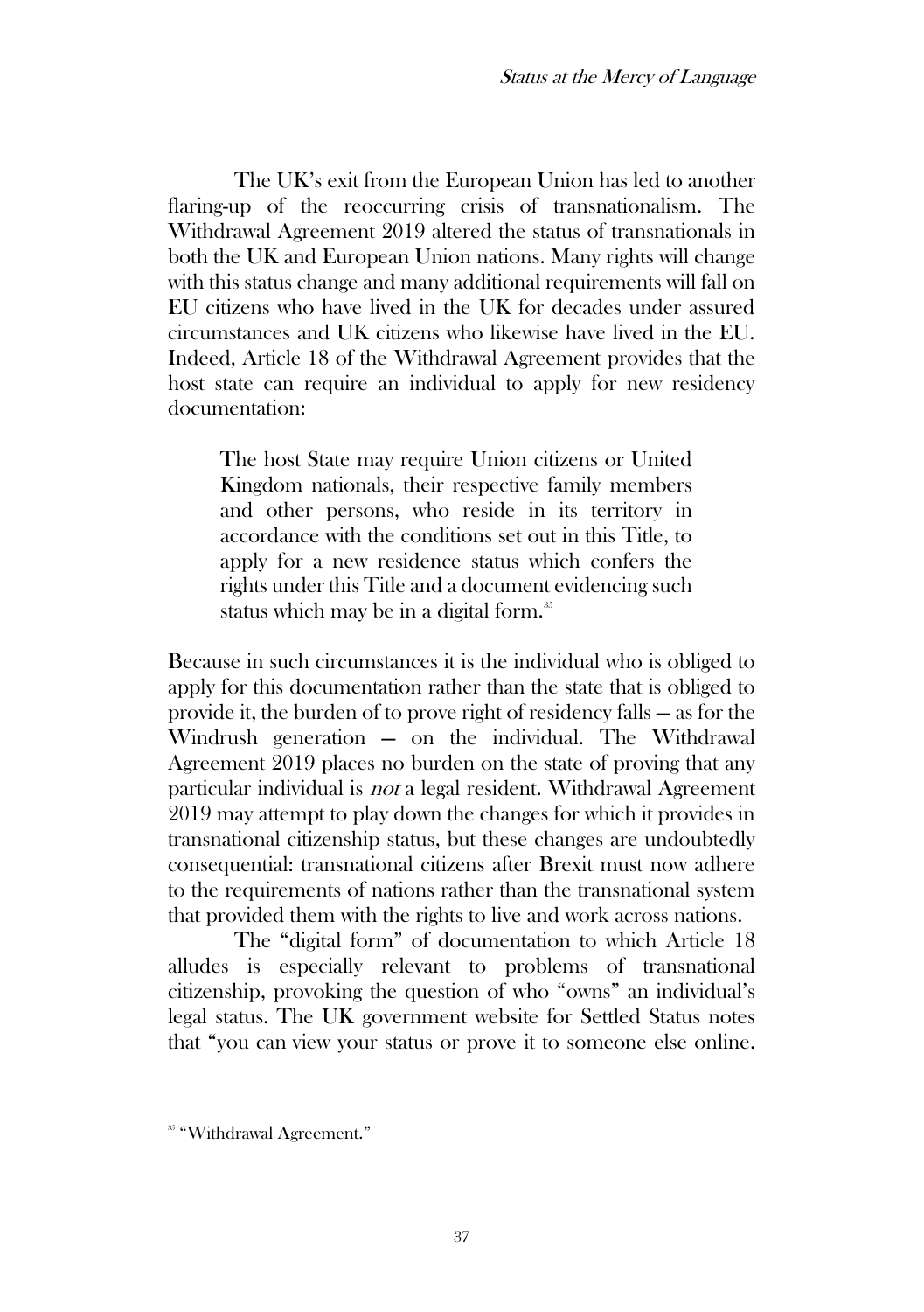The UK's exit from the European Union has led to another flaring-up of the reoccurring crisis of transnationalism. The Withdrawal Agreement 2019 altered the status of transnationals in both the UK and European Union nations. Many rights will change with this status change and many additional requirements will fall on EU citizens who have lived in the UK for decades under assured circumstances and UK citizens who likewise have lived in the EU. Indeed, Article 18 of the Withdrawal Agreement provides that the host state can require an individual to apply for new residency documentation:

> The host State may require Union citizens or United Kingdom nationals, their respective family members and other persons, who reside in its territory in accordance with the conditions set out in this Title, to apply for a new residence status which confers the rights under this Title and a document evidencing such status which may be in a digital form.[35]

Because in such circumstances it is the individual who is obliged to apply for this documentation rather than the state that is obliged to provide it, the burden of to prove right of residency falls — as for the Windrush generation — on the individual. The Withdrawal Agreement 2019 places no burden on the state of proving that any particular individual is *not* a legal resident. Withdrawal Agreement 2019 may attempt to play down the changes for which it provides in transnational citizenship status, but these changes are undoubtedly consequential: transnational citizens after Brexit must now adhere to the requirements of nations rather than the transnational system that provided them with the rights to live and work across nations.

The "digital form" of documentation to which Article 18 alludes is especially relevant to problems of transnational citizenship, provoking the question of who "owns" an individual's legal status. The UK government website for Settled Status notes that "you can view your status or prove it to someone else online.

[35] "Withdrawal Agreement."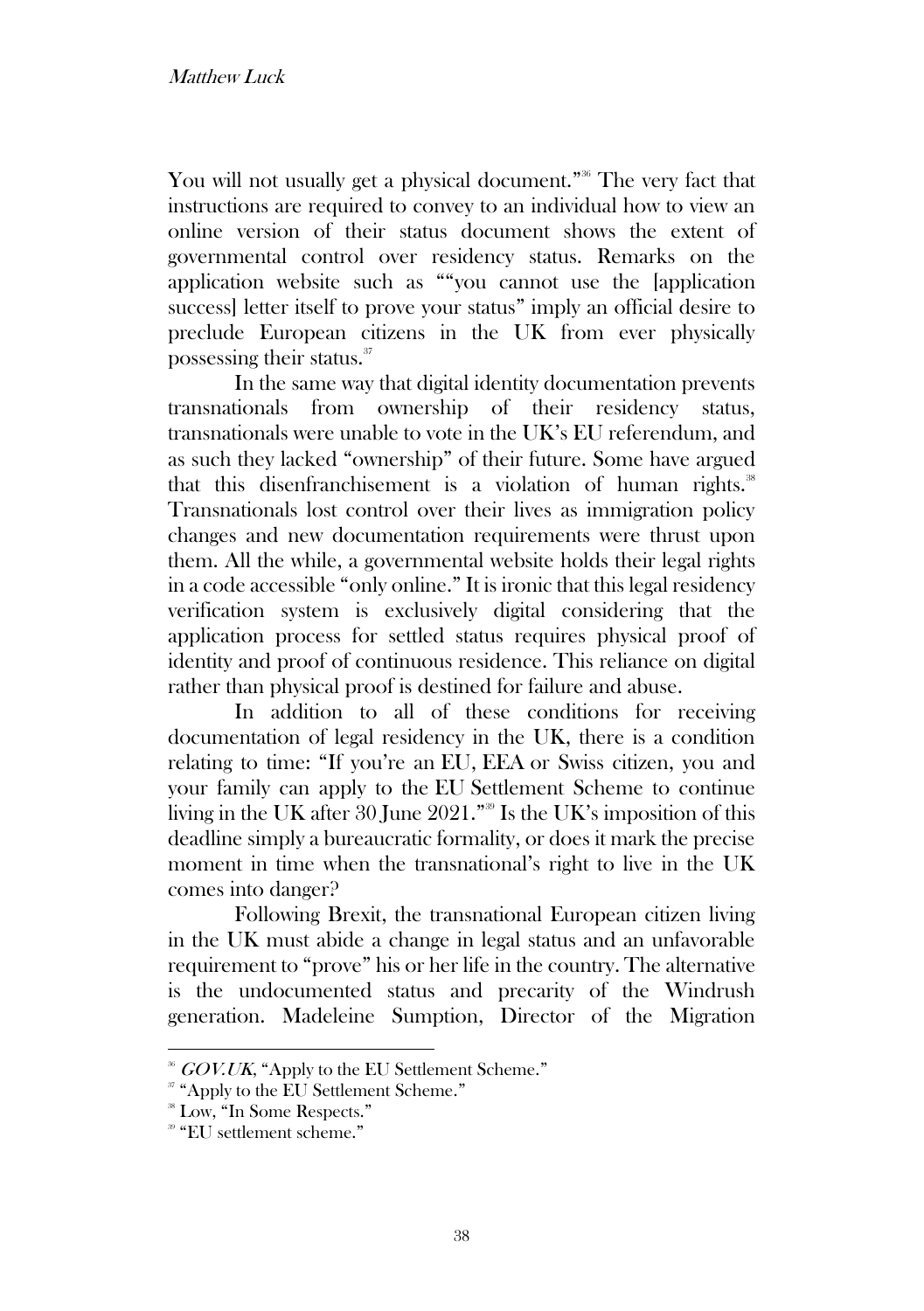You will not usually get a physical document."[36] The very fact that instructions are required to convey to an individual how to view an online version of their status document shows the extent of governmental control over residency status. Remarks on the application website such as ""you cannot use the [application success] letter itself to prove your status" imply an official desire to preclude European citizens in the UK from ever physically possessing their status.[37]

In the same way that digital identity documentation prevents transnationals from ownership of their residency status, transnationals were unable to vote in the UK's EU referendum, and as such they lacked "ownership" of their future. Some have argued that this disenfranchisement is a violation of human rights.[38] Transnationals lost control over their lives as immigration policy changes and new documentation requirements were thrust upon them. All the while, a governmental website holds their legal rights in a code accessible "only online." It is ironic that this legal residency verification system is exclusively digital considering that the application process for settled status requires physical proof of identity and proof of continuous residence. This reliance on digital rather than physical proof is destined for failure and abuse.

In addition to all of these conditions for receiving documentation of legal residency in the UK, there is a condition relating to time: "If you're an EU, EEA or Swiss citizen, you and your family can apply to the EU Settlement Scheme to continue living in the UK after 30 June 2021."[39] Is the UK's imposition of this deadline simply a bureaucratic formality, or does it mark the precise moment in time when the transnational's right to live in the UK comes into danger?

Following Brexit, the transnational European citizen living in the UK must abide a change in legal status and an unfavorable requirement to "prove" his or her life in the country. The alternative is the undocumented status and precarity of the Windrush generation. Madeleine Sumption, Director of the Migration

---

[36] *GOV.UK*, "Apply to the EU Settlement Scheme."

[37] "Apply to the EU Settlement Scheme."

[38] Low, "In Some Respects."

[39] "EU settlement scheme."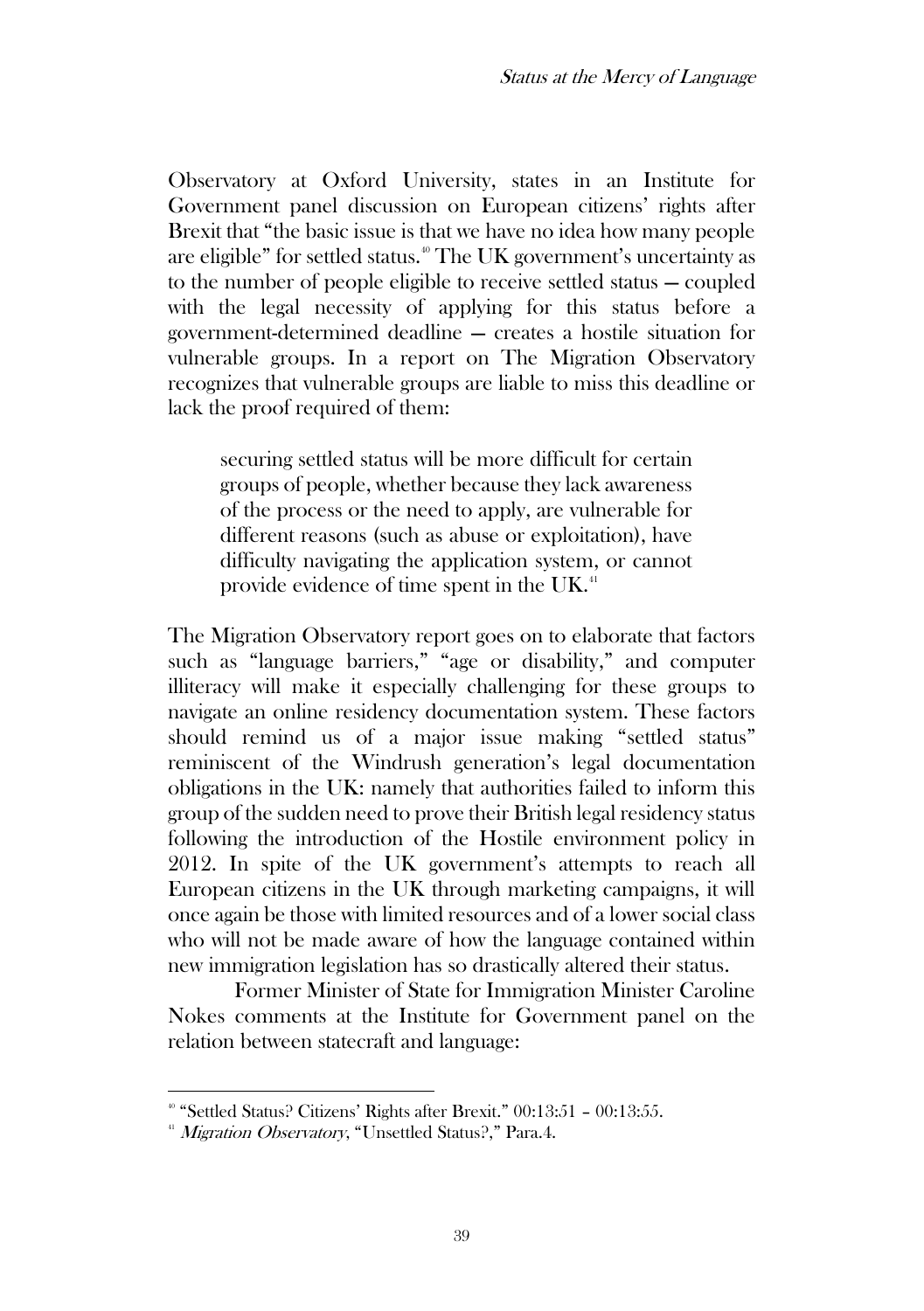Observatory at Oxford University, states in an Institute for Government panel discussion on European citizens' rights after Brexit that "the basic issue is that we have no idea how many people are eligible" for settled status.[40] The UK government's uncertainty as to the number of people eligible to receive settled status — coupled with the legal necessity of applying for this status before a government-determined deadline — creates a hostile situation for vulnerable groups. In a report on The Migration Observatory recognizes that vulnerable groups are liable to miss this deadline or lack the proof required of them:

> securing settled status will be more difficult for certain groups of people, whether because they lack awareness of the process or the need to apply, are vulnerable for different reasons (such as abuse or exploitation), have difficulty navigating the application system, or cannot provide evidence of time spent in the UK.[41]

The Migration Observatory report goes on to elaborate that factors such as "language barriers," "age or disability," and computer illiteracy will make it especially challenging for these groups to navigate an online residency documentation system. These factors should remind us of a major issue making "settled status" reminiscent of the Windrush generation's legal documentation obligations in the UK: namely that authorities failed to inform this group of the sudden need to prove their British legal residency status following the introduction of the Hostile environment policy in 2012. In spite of the UK government's attempts to reach all European citizens in the UK through marketing campaigns, it will once again be those with limited resources and of a lower social class who will not be made aware of how the language contained within new immigration legislation has so drastically altered their status.

Former Minister of State for Immigration Minister Caroline Nokes comments at the Institute for Government panel on the relation between statecraft and language:

---

[40] "Settled Status? Citizens' Rights after Brexit." 00:13:51 – 00:13:55.

[41] *Migration Observatory*, "Unsettled Status?," Para.4.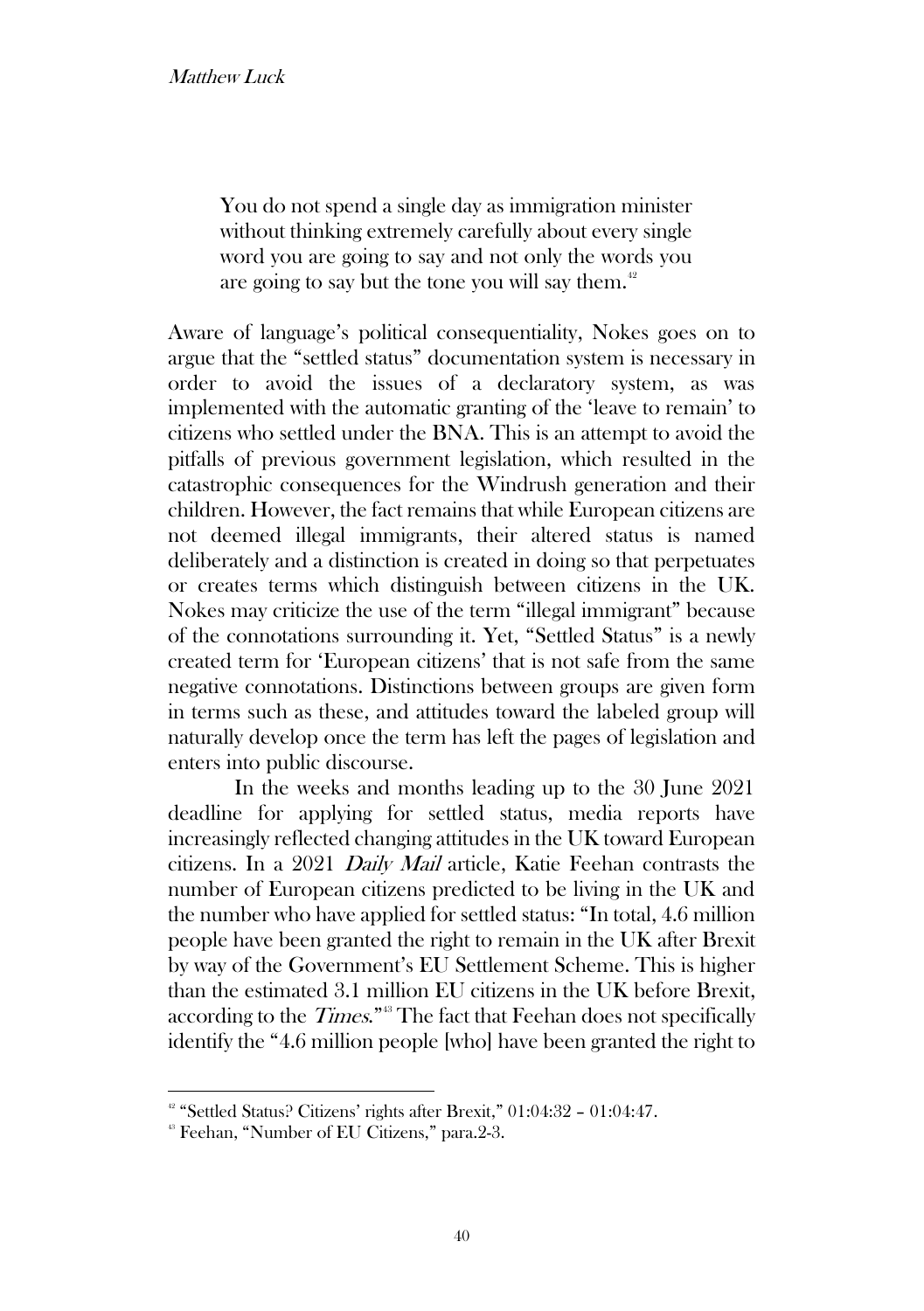> You do not spend a single day as immigration minister without thinking extremely carefully about every single word you are going to say and not only the words you are going to say but the tone you will say them.[42]

Aware of language's political consequentiality, Nokes goes on to argue that the "settled status" documentation system is necessary in order to avoid the issues of a declaratory system, as was implemented with the automatic granting of the 'leave to remain' to citizens who settled under the BNA. This is an attempt to avoid the pitfalls of previous government legislation, which resulted in the catastrophic consequences for the Windrush generation and their children. However, the fact remains that while European citizens are not deemed illegal immigrants, their altered status is named deliberately and a distinction is created in doing so that perpetuates or creates terms which distinguish between citizens in the UK. Nokes may criticize the use of the term "illegal immigrant" because of the connotations surrounding it. Yet, "Settled Status" is a newly created term for 'European citizens' that is not safe from the same negative connotations. Distinctions between groups are given form in terms such as these, and attitudes toward the labeled group will naturally develop once the term has left the pages of legislation and enters into public discourse.

In the weeks and months leading up to the 30 June 2021 deadline for applying for settled status, media reports have increasingly reflected changing attitudes in the UK toward European citizens. In a 2021 *Daily Mail* article, Katie Feehan contrasts the number of European citizens predicted to be living in the UK and the number who have applied for settled status: "In total, 4.6 million people have been granted the right to remain in the UK after Brexit by way of the Government's EU Settlement Scheme. This is higher than the estimated 3.1 million EU citizens in the UK before Brexit, according to the *Times*."[43] The fact that Feehan does not specifically identify the "4.6 million people [who] have been granted the right to

---

[42] "Settled Status? Citizens' rights after Brexit," 01:04:32 – 01:04:47.

[43] Feehan, "Number of EU Citizens," para.2-3.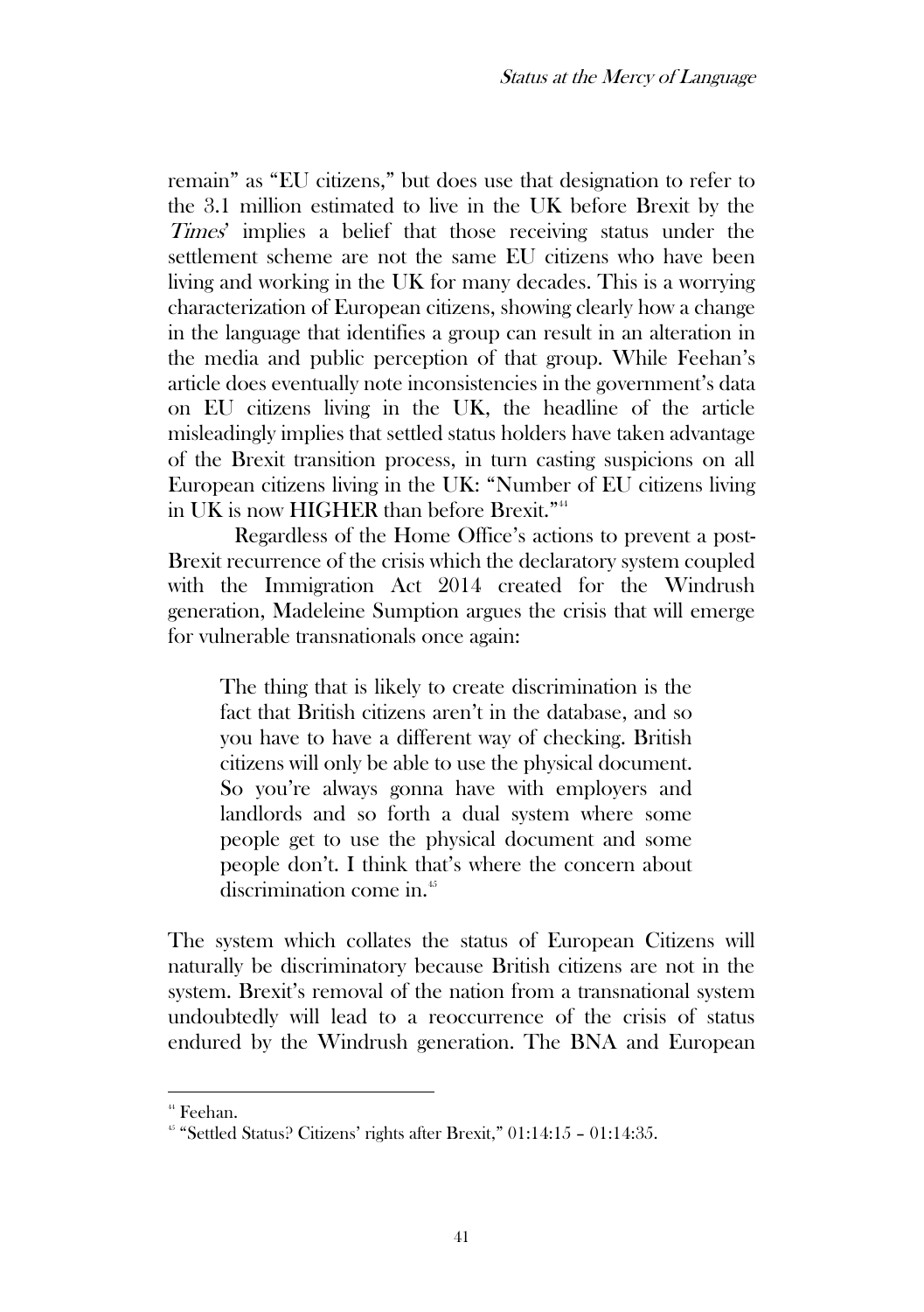remain" as "EU citizens," but does use that designation to refer to the 3.1 million estimated to live in the UK before Brexit by the *Times*' implies a belief that those receiving status under the settlement scheme are not the same EU citizens who have been living and working in the UK for many decades. This is a worrying characterization of European citizens, showing clearly how a change in the language that identifies a group can result in an alteration in the media and public perception of that group. While Feehan's article does eventually note inconsistencies in the government's data on EU citizens living in the UK, the headline of the article misleadingly implies that settled status holders have taken advantage of the Brexit transition process, in turn casting suspicions on all European citizens living in the UK: "Number of EU citizens living in UK is now HIGHER than before Brexit."[44]

Regardless of the Home Office's actions to prevent a post-Brexit recurrence of the crisis which the declaratory system coupled with the Immigration Act 2014 created for the Windrush generation, Madeleine Sumption argues the crisis that will emerge for vulnerable transnationals once again:

> The thing that is likely to create discrimination is the fact that British citizens aren't in the database, and so you have to have a different way of checking. British citizens will only be able to use the physical document. So you're always gonna have with employers and landlords and so forth a dual system where some people get to use the physical document and some people don't. I think that's where the concern about discrimination come in.[45]

The system which collates the status of European Citizens will naturally be discriminatory because British citizens are not in the system. Brexit's removal of the nation from a transnational system undoubtedly will lead to a reoccurrence of the crisis of status endured by the Windrush generation. The BNA and European

---

[44] Feehan.

[45] "Settled Status? Citizens' rights after Brexit," 01:14:15 – 01:14:35.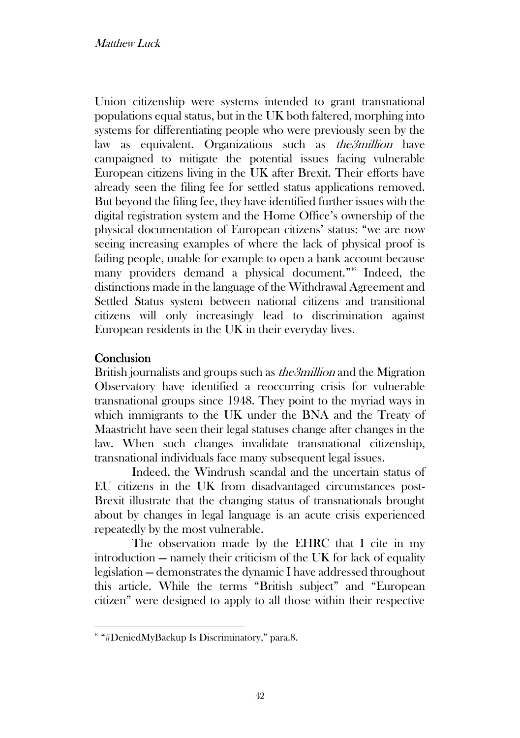Union citizenship were systems intended to grant transnational populations equal status, but in the UK both faltered, morphing into systems for differentiating people who were previously seen by the law as equivalent. Organizations such as *the3million* have campaigned to mitigate the potential issues facing vulnerable European citizens living in the UK after Brexit. Their efforts have already seen the filing fee for settled status applications removed. But beyond the filing fee, they have identified further issues with the digital registration system and the Home Office's ownership of the physical documentation of European citizens' status: "we are now seeing increasing examples of where the lack of physical proof is failing people, unable for example to open a bank account because many providers demand a physical document."[46] Indeed, the distinctions made in the language of the Withdrawal Agreement and Settled Status system between national citizens and transitional citizens will only increasingly lead to discrimination against European residents in the UK in their everyday lives.

## Conclusion

British journalists and groups such as *the3million* and the Migration Observatory have identified a reoccurring crisis for vulnerable transnational groups since 1948. They point to the myriad ways in which immigrants to the UK under the BNA and the Treaty of Maastricht have seen their legal statuses change after changes in the law. When such changes invalidate transnational citizenship, transnational individuals face many subsequent legal issues.

Indeed, the Windrush scandal and the uncertain status of EU citizens in the UK from disadvantaged circumstances post-Brexit illustrate that the changing status of transnationals brought about by changes in legal language is an acute crisis experienced repeatedly by the most vulnerable.

The observation made by the EHRC that I cite in my introduction — namely their criticism of the UK for lack of equality legislation — demonstrates the dynamic I have addressed throughout this article. While the terms "British subject" and "European citizen" were designed to apply to all those within their respective

---

[46] "#DeniedMyBackup Is Discriminatory," para.8.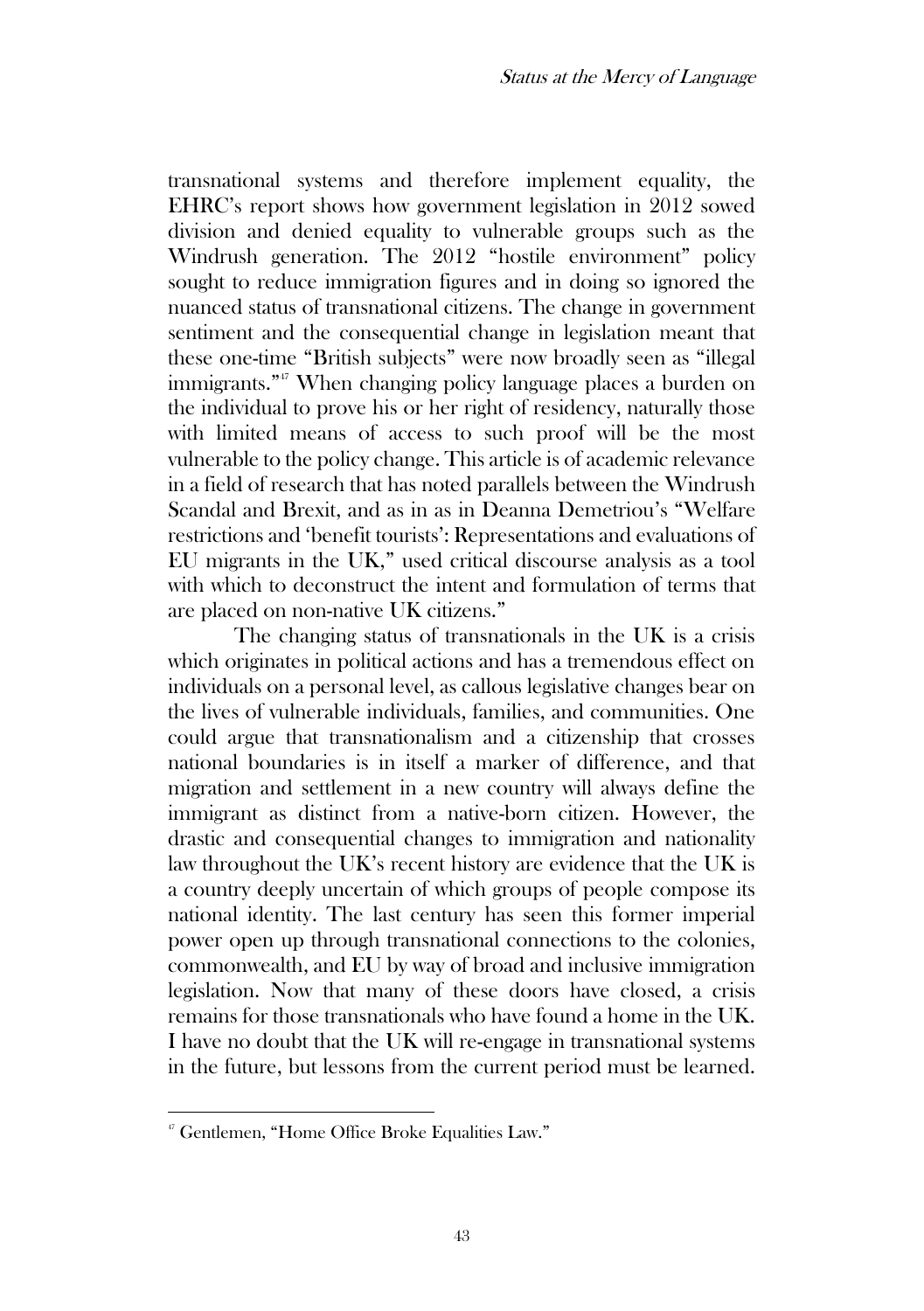transnational systems and therefore implement equality, the EHRC's report shows how government legislation in 2012 sowed division and denied equality to vulnerable groups such as the Windrush generation. The 2012 "hostile environment" policy sought to reduce immigration figures and in doing so ignored the nuanced status of transnational citizens. The change in government sentiment and the consequential change in legislation meant that these one-time "British subjects" were now broadly seen as "illegal immigrants."[47] When changing policy language places a burden on the individual to prove his or her right of residency, naturally those with limited means of access to such proof will be the most vulnerable to the policy change. This article is of academic relevance in a field of research that has noted parallels between the Windrush Scandal and Brexit, and as in as in Deanna Demetriou's "Welfare restrictions and 'benefit tourists': Representations and evaluations of EU migrants in the UK," used critical discourse analysis as a tool with which to deconstruct the intent and formulation of terms that are placed on non-native UK citizens."

The changing status of transnationals in the UK is a crisis which originates in political actions and has a tremendous effect on individuals on a personal level, as callous legislative changes bear on the lives of vulnerable individuals, families, and communities. One could argue that transnationalism and a citizenship that crosses national boundaries is in itself a marker of difference, and that migration and settlement in a new country will always define the immigrant as distinct from a native-born citizen. However, the drastic and consequential changes to immigration and nationality law throughout the UK's recent history are evidence that the UK is a country deeply uncertain of which groups of people compose its national identity. The last century has seen this former imperial power open up through transnational connections to the colonies, commonwealth, and EU by way of broad and inclusive immigration legislation. Now that many of these doors have closed, a crisis remains for those transnationals who have found a home in the UK. I have no doubt that the UK will re-engage in transnational systems in the future, but lessons from the current period must be learned.

---

[47] Gentlemen, "Home Office Broke Equalities Law."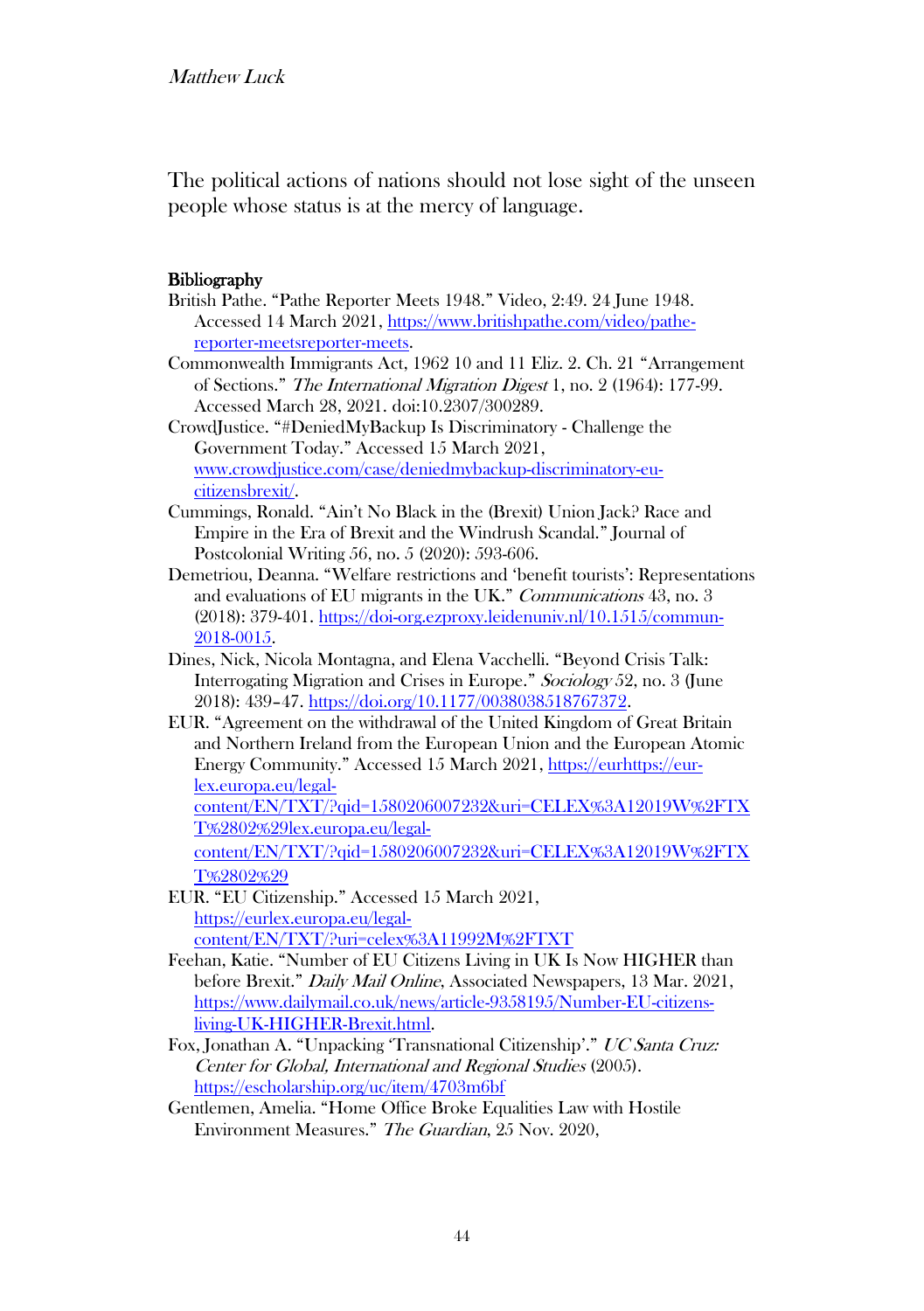The political actions of nations should not lose sight of the unseen people whose status is at the mercy of language.

## Bibliography

British Pathe. "Pathe Reporter Meets 1948." Video, 2:49. 24 June 1948. Accessed 14 March 2021, https://www.britishpathe.com/video/pathe-reporter-meetsreporter-meets.

Commonwealth Immigrants Act, 1962 10 and 11 Eliz. 2. Ch. 21 "Arrangement of Sections." *The International Migration Digest* 1, no. 2 (1964): 177-99. Accessed March 28, 2021. doi:10.2307/300289.

CrowdJustice. "#DeniedMyBackup Is Discriminatory - Challenge the Government Today." Accessed 15 March 2021, www.crowdjustice.com/case/deniedmybackup-discriminatory-eu-citizensbrexit/.

Cummings, Ronald. "Ain't No Black in the (Brexit) Union Jack? Race and Empire in the Era of Brexit and the Windrush Scandal." Journal of Postcolonial Writing 56, no. 5 (2020): 593-606.

Demetriou, Deanna. "Welfare restrictions and 'benefit tourists': Representations and evaluations of EU migrants in the UK." *Communications* 43, no. 3 (2018): 379-401. https://doi-org.ezproxy.leidenuniv.nl/10.1515/commun-2018-0015.

Dines, Nick, Nicola Montagna, and Elena Vacchelli. "Beyond Crisis Talk: Interrogating Migration and Crises in Europe." *Sociology* 52, no. 3 (June 2018): 439–47. https://doi.org/10.1177/0038038518767372.

EUR. "Agreement on the withdrawal of the United Kingdom of Great Britain and Northern Ireland from the European Union and the European Atomic Energy Community." Accessed 15 March 2021, https://eurhttps://eur-lex.europa.eu/legal-content/EN/TXT/?qid=1580206007232&uri=CELEX%3A12019W%2FTXT%2802%29lex.europa.eu/legal-content/EN/TXT/?qid=1580206007232&uri=CELEX%3A12019W%2FTXT%2802%29

EUR. "EU Citizenship." Accessed 15 March 2021, https://eurlex.europa.eu/legal-content/EN/TXT/?uri=celex%3A11992M%2FTXT

Feehan, Katie. "Number of EU Citizens Living in UK Is Now HIGHER than before Brexit." *Daily Mail Online*, Associated Newspapers, 13 Mar. 2021, https://www.dailymail.co.uk/news/article-9358195/Number-EU-citizens-living-UK-HIGHER-Brexit.html.

Fox, Jonathan A. "Unpacking 'Transnational Citizenship'." *UC Santa Cruz: Center for Global, International and Regional Studies* (2005). https://escholarship.org/uc/item/4703m6bf

Gentlemen, Amelia. "Home Office Broke Equalities Law with Hostile Environment Measures." *The Guardian*, 25 Nov. 2020,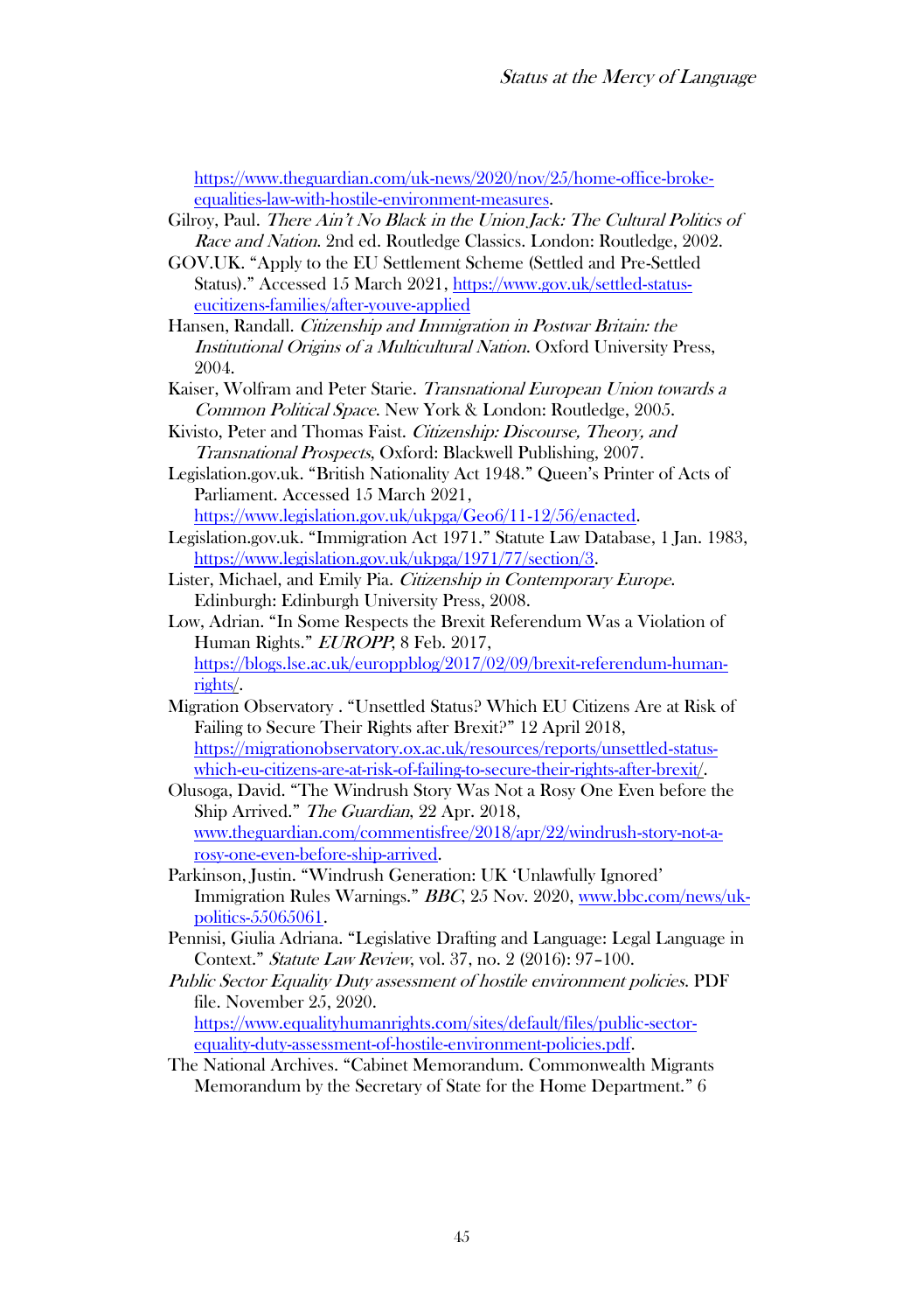https://www.theguardian.com/uk-news/2020/nov/25/home-office-broke-equalities-law-with-hostile-environment-measures.

Gilroy, Paul. *There Ain't No Black in the Union Jack: The Cultural Politics of Race and Nation*. 2nd ed. Routledge Classics. London: Routledge, 2002.

GOV.UK. "Apply to the EU Settlement Scheme (Settled and Pre-Settled Status)." Accessed 15 March 2021, https://www.gov.uk/settled-status-eucitizens-families/after-youve-applied

Hansen, Randall. *Citizenship and Immigration in Postwar Britain: the Institutional Origins of a Multicultural Nation*. Oxford University Press, 2004.

Kaiser, Wolfram and Peter Starie. *Transnational European Union towards a Common Political Space*. New York & London: Routledge, 2005.

Kivisto, Peter and Thomas Faist. *Citizenship: Discourse, Theory, and Transnational Prospects*, Oxford: Blackwell Publishing, 2007.

Legislation.gov.uk. "British Nationality Act 1948." Queen's Printer of Acts of Parliament. Accessed 15 March 2021, https://www.legislation.gov.uk/ukpga/Geo6/11-12/56/enacted.

Legislation.gov.uk. "Immigration Act 1971." Statute Law Database, 1 Jan. 1983, https://www.legislation.gov.uk/ukpga/1971/77/section/3.

Lister, Michael, and Emily Pia. *Citizenship in Contemporary Europe*. Edinburgh: Edinburgh University Press, 2008.

Low, Adrian. "In Some Respects the Brexit Referendum Was a Violation of Human Rights." *EUROPP*, 8 Feb. 2017, https://blogs.lse.ac.uk/europpblog/2017/02/09/brexit-referendum-human-rights/.

Migration Observatory . "Unsettled Status? Which EU Citizens Are at Risk of Failing to Secure Their Rights after Brexit?" 12 April 2018, https://migrationobservatory.ox.ac.uk/resources/reports/unsettled-status-which-eu-citizens-are-at-risk-of-failing-to-secure-their-rights-after-brexit/.

Olusoga, David. "The Windrush Story Was Not a Rosy One Even before the Ship Arrived." *The Guardian*, 22 Apr. 2018, www.theguardian.com/commentisfree/2018/apr/22/windrush-story-not-a-rosy-one-even-before-ship-arrived.

Parkinson, Justin. "Windrush Generation: UK 'Unlawfully Ignored' Immigration Rules Warnings." *BBC*, 25 Nov. 2020, www.bbc.com/news/uk-politics-55065061.

Pennisi, Giulia Adriana. "Legislative Drafting and Language: Legal Language in Context." *Statute Law Review*, vol. 37, no. 2 (2016): 97–100.

*Public Sector Equality Duty assessment of hostile environment policies*. PDF file. November 25, 2020. https://www.equalityhumanrights.com/sites/default/files/public-sector-equality-duty-assessment-of-hostile-environment-policies.pdf.

The National Archives. "Cabinet Memorandum. Commonwealth Migrants Memorandum by the Secretary of State for the Home Department." 6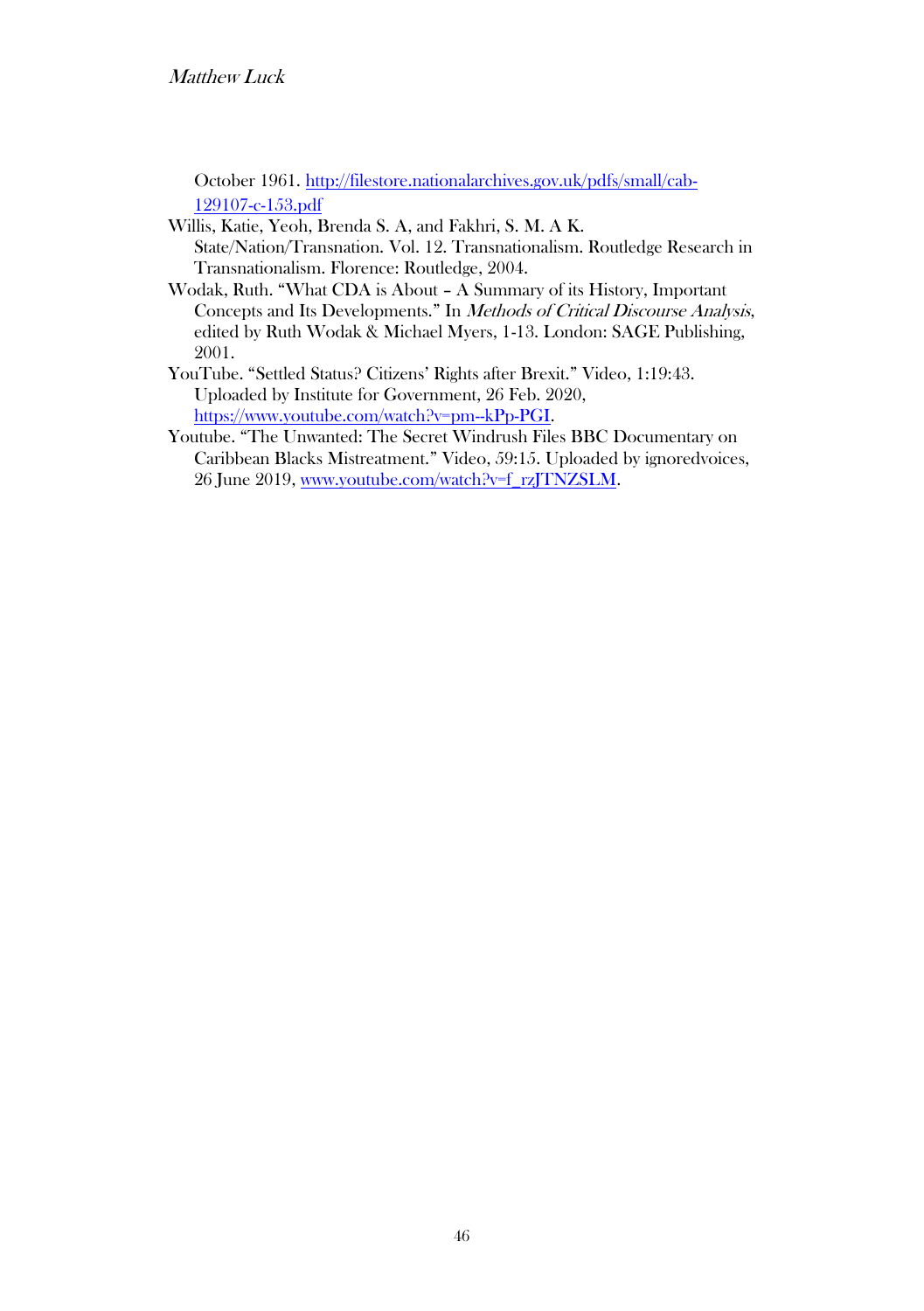October 1961. [http://filestore.nationalarchives.gov.uk/pdfs/small/cab-129107-c-153.pdf](http://filestore.nationalarchives.gov.uk/pdfs/small/cab-129107-c-153.pdf)

Willis, Katie, Yeoh, Brenda S. A, and Fakhri, S. M. A K. State/Nation/Transnation. Vol. 12. Transnationalism. Routledge Research in Transnationalism. Florence: Routledge, 2004.

Wodak, Ruth. "What CDA is About – A Summary of its History, Important Concepts and Its Developments." In *Methods of Critical Discourse Analysis*, edited by Ruth Wodak & Michael Myers, 1-13. London: SAGE Publishing, 2001.

YouTube. "Settled Status? Citizens' Rights after Brexit." Video, 1:19:43. Uploaded by Institute for Government, 26 Feb. 2020, [https://www.youtube.com/watch?v=pm--kPp-PGI](https://www.youtube.com/watch?v=pm--kPp-PGI).

Youtube. "The Unwanted: The Secret Windrush Files BBC Documentary on Caribbean Blacks Mistreatment." Video, 59:15. Uploaded by ignoredvoices, 26 June 2019, [www.youtube.com/watch?v=f_rzJTNZSLM](www.youtube.com/watch?v=f_rzJTNZSLM).